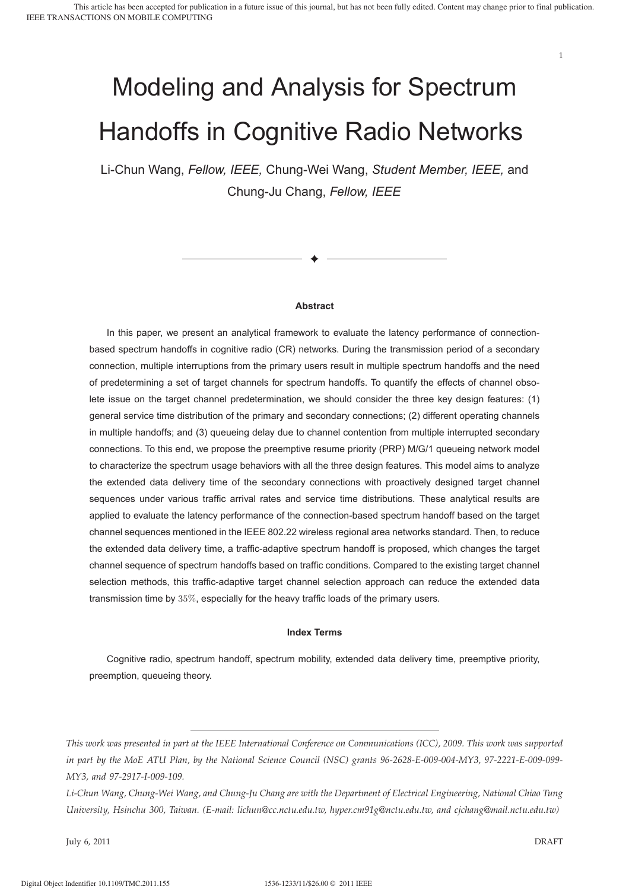# Modeling and Analysis for Spectrum Handoffs in Cognitive Radio Networks

Li-Chun Wang, *Fellow, IEEE,* Chung-Wei Wang, *Student Member, IEEE,* and Chung-Ju Chang, *Fellow, IEEE*

### Abstract

In this paper, we present an analytical framework to evaluate the latency performance of connection-based spectrum handoffs in cognitive radio (CR) networks. During the transmission period of a secondary connection, multiple interruptions from the primary users result in multiple spectrum handoffs and the need of predetermining a set of target channels for spectrum handoffs. To quantify the effects of channel obsolete issue on the target channel predetermination, we should consider the three key design features: (1) general service time distribution of the primary and secondary connections; (2) different operating channels in multiple handoffs; and (3) queueing delay due to channel contention from multiple interrupted secondary connections. To this end, we propose the preemptive resume priority (PRP) M/G/1 queueing network model to characterize the spectrum usage behaviors with all the three design features. This model aims to analyze the extended data delivery time of the secondary connections with proactively designed target channel sequences under various traffic arrival rates and service time distributions. These analytical results are applied to evaluate the latency performance of the connection-based spectrum handoff based on the target channel sequences mentioned in the IEEE 802.22 wireless regional area networks standard. Then, to reduce the extended data delivery time, a traffic-adaptive spectrum handoff is proposed, which changes the target channel sequence of spectrum handoffs based on traffic conditions. Compared to the existing target channel selection methods, this traffic-adaptive target channel selection approach can reduce the extended data transmission time by $35\%$, especially for the heavy traffic loads of the primary users.

### Index Terms

Cognitive radio, spectrum handoff, spectrum mobility, extended data delivery time, preemptive priority, preemption, queueing theory.

---

*This work was presented in part at the IEEE International Conference on Communications (ICC), 2009. This work was supported in part by the MoE ATU Plan, by the National Science Council (NSC) grants 96-2628-E-009-004-MY3, 97-2221-E-009-099-MY3, and 97-2917-I-009-109.*

*Li-Chun Wang, Chung-Wei Wang, and Chung-Ju Chang are with the Department of Electrical Engineering, National Chiao Tung University, Hsinchu 300, Taiwan. (E-mail: lichun@cc.nctu.edu.tw, hyper.cm91g@nctu.edu.tw, and cjchang@mail.nctu.edu.tw)*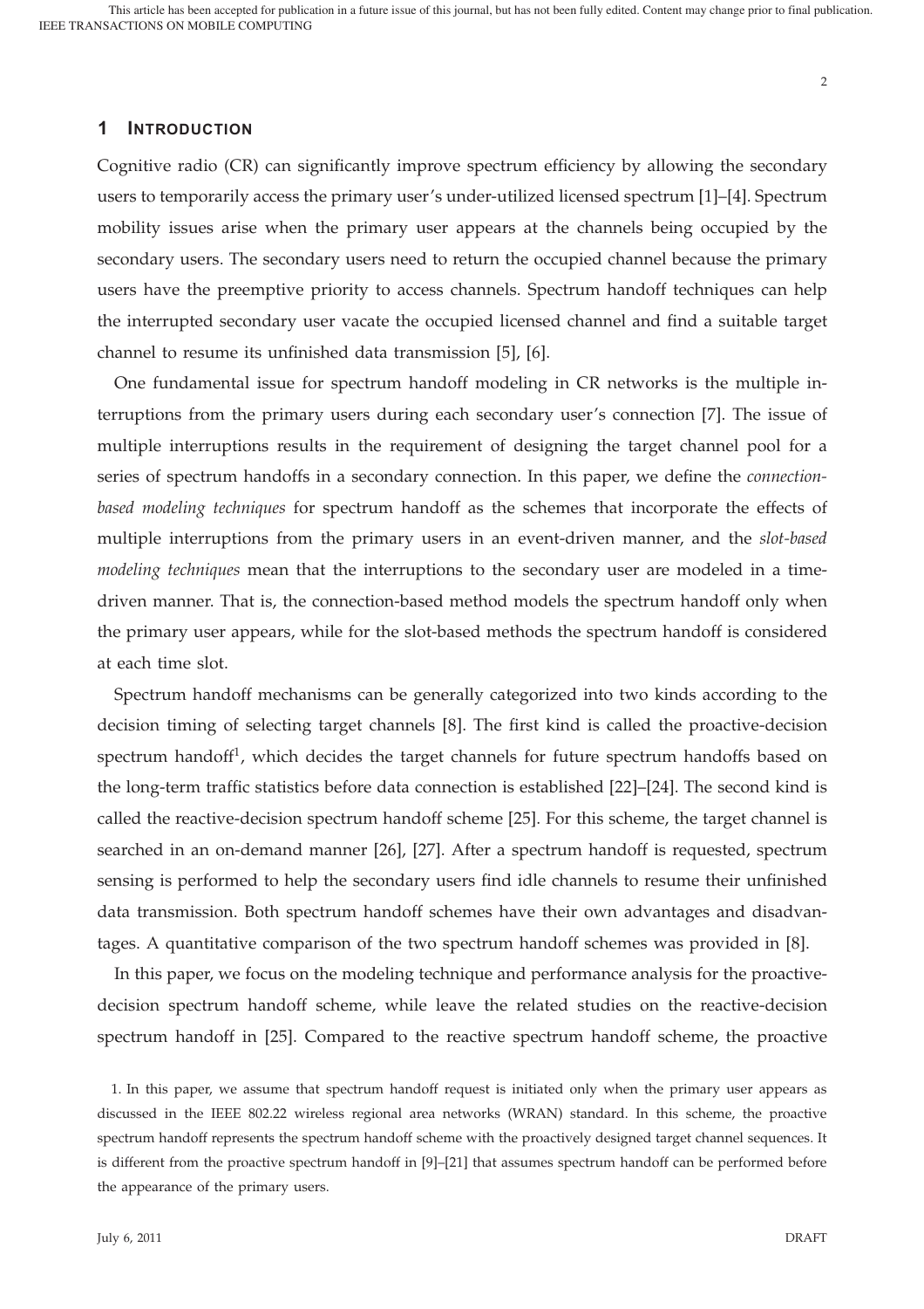## 1 Introduction

Cognitive radio (CR) can significantly improve spectrum efficiency by allowing the secondary users to temporarily access the primary user's under-utilized licensed spectrum [1]–[4]. Spectrum mobility issues arise when the primary user appears at the channels being occupied by the secondary users. The secondary users need to return the occupied channel because the primary users have the preemptive priority to access channels. Spectrum handoff techniques can help the interrupted secondary user vacate the occupied licensed channel and find a suitable target channel to resume its unfinished data transmission [5], [6].

One fundamental issue for spectrum handoff modeling in CR networks is the multiple interruptions from the primary users during each secondary user's connection [7]. The issue of multiple interruptions results in the requirement of designing the target channel pool for a series of spectrum handoffs in a secondary connection. In this paper, we define the *connection-based modeling techniques* for spectrum handoff as the schemes that incorporate the effects of multiple interruptions from the primary users in an event-driven manner, and the *slot-based modeling techniques* mean that the interruptions to the secondary user are modeled in a time-driven manner. That is, the connection-based method models the spectrum handoff only when the primary user appears, while for the slot-based methods the spectrum handoff is considered at each time slot.

Spectrum handoff mechanisms can be generally categorized into two kinds according to the decision timing of selecting target channels [8]. The first kind is called the proactive-decision spectrum handoff[1], which decides the target channels for future spectrum handoffs based on the long-term traffic statistics before data connection is established [22]–[24]. The second kind is called the reactive-decision spectrum handoff scheme [25]. For this scheme, the target channel is searched in an on-demand manner [26], [27]. After a spectrum handoff is requested, spectrum sensing is performed to help the secondary users find idle channels to resume their unfinished data transmission. Both spectrum handoff schemes have their own advantages and disadvantages. A quantitative comparison of the two spectrum handoff schemes was provided in [8].

In this paper, we focus on the modeling technique and performance analysis for the proactive-decision spectrum handoff scheme, while leave the related studies on the reactive-decision spectrum handoff in [25]. Compared to the reactive spectrum handoff scheme, the proactive

1. In this paper, we assume that spectrum handoff request is initiated only when the primary user appears as discussed in the IEEE 802.22 wireless regional area networks (WRAN) standard. In this scheme, the proactive spectrum handoff represents the spectrum handoff scheme with the proactively designed target channel sequences. It is different from the proactive spectrum handoff in [9]–[21] that assumes spectrum handoff can be performed before the appearance of the primary users.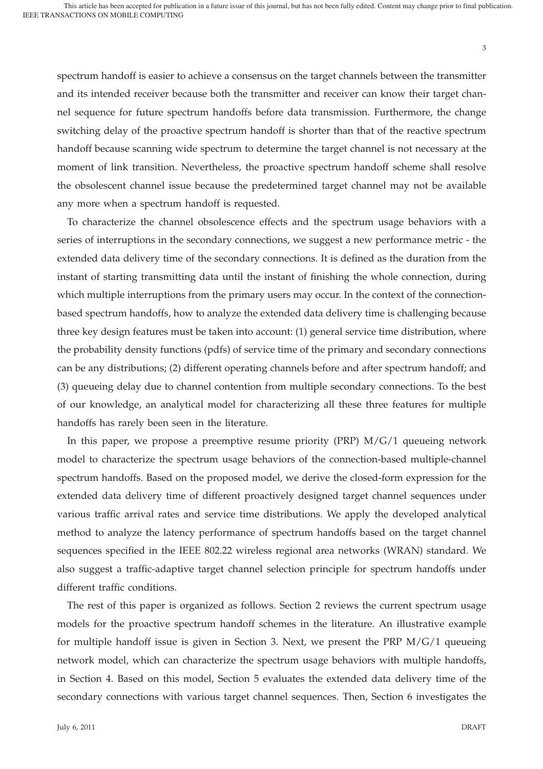spectrum handoff is easier to achieve a consensus on the target channels between the transmitter and its intended receiver because both the transmitter and receiver can know their target channel sequence for future spectrum handoffs before data transmission. Furthermore, the change switching delay of the proactive spectrum handoff is shorter than that of the reactive spectrum handoff because scanning wide spectrum to determine the target channel is not necessary at the moment of link transition. Nevertheless, the proactive spectrum handoff scheme shall resolve the obsolescent channel issue because the predetermined target channel may not be available any more when a spectrum handoff is requested.

To characterize the channel obsolescence effects and the spectrum usage behaviors with a series of interruptions in the secondary connections, we suggest a new performance metric - the extended data delivery time of the secondary connections. It is defined as the duration from the instant of starting transmitting data until the instant of finishing the whole connection, during which multiple interruptions from the primary users may occur. In the context of the connection-based spectrum handoffs, how to analyze the extended data delivery time is challenging because three key design features must be taken into account: (1) general service time distribution, where the probability density functions (pdfs) of service time of the primary and secondary connections can be any distributions; (2) different operating channels before and after spectrum handoff; and (3) queueing delay due to channel contention from multiple secondary connections. To the best of our knowledge, an analytical model for characterizing all these three features for multiple handoffs has rarely been seen in the literature.

In this paper, we propose a preemptive resume priority (PRP) M/G/1 queueing network model to characterize the spectrum usage behaviors of the connection-based multiple-channel spectrum handoffs. Based on the proposed model, we derive the closed-form expression for the extended data delivery time of different proactively designed target channel sequences under various traffic arrival rates and service time distributions. We apply the developed analytical method to analyze the latency performance of spectrum handoffs based on the target channel sequences specified in the IEEE 802.22 wireless regional area networks (WRAN) standard. We also suggest a traffic-adaptive target channel selection principle for spectrum handoffs under different traffic conditions.

The rest of this paper is organized as follows. Section 2 reviews the current spectrum usage models for the proactive spectrum handoff schemes in the literature. An illustrative example for multiple handoff issue is given in Section 3. Next, we present the PRP M/G/1 queueing network model, which can characterize the spectrum usage behaviors with multiple handoffs, in Section 4. Based on this model, Section 5 evaluates the extended data delivery time of the secondary connections with various target channel sequences. Then, Section 6 investigates the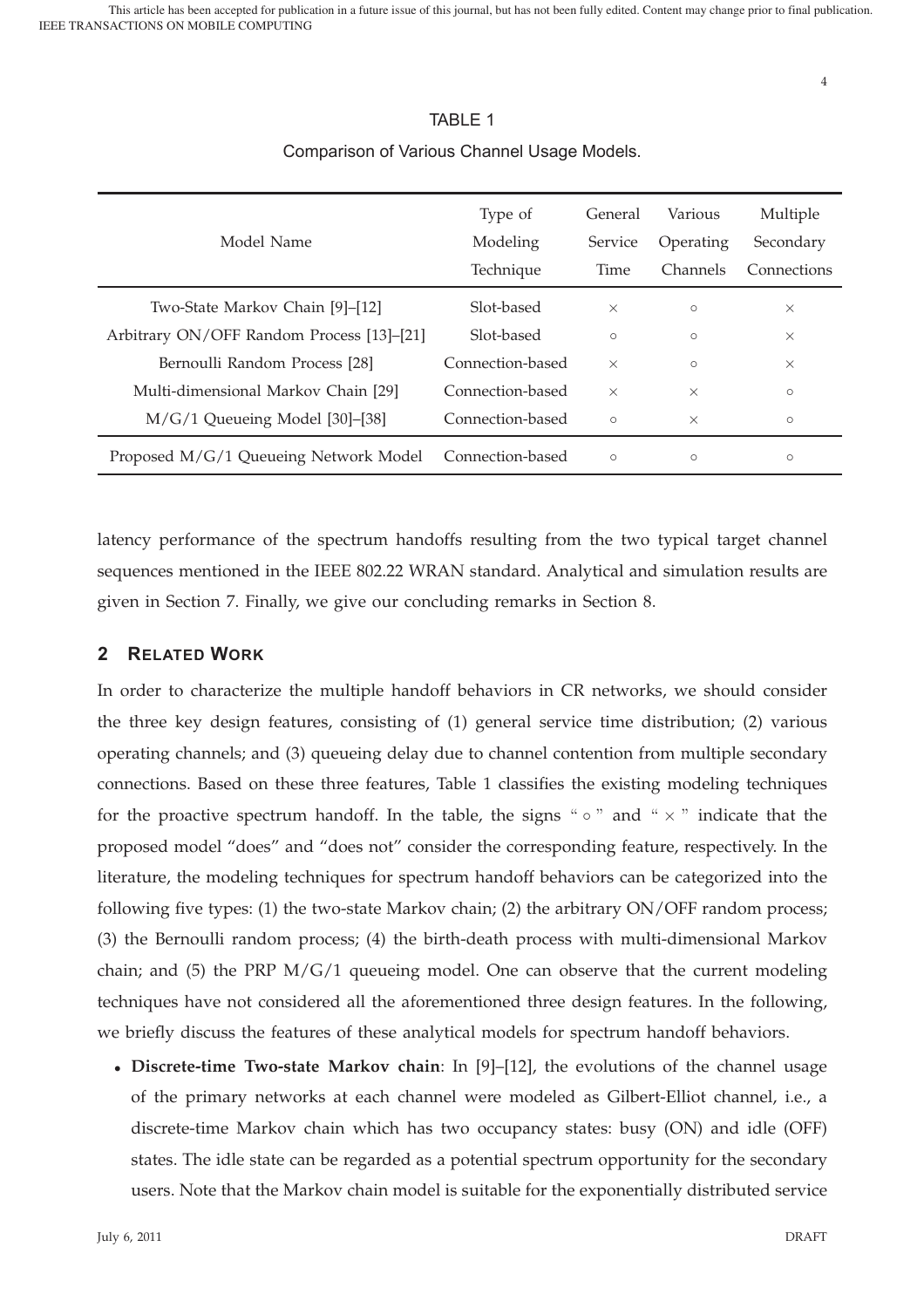TABLE 1

Comparison of Various Channel Usage Models.

| Model Name | Type of Modeling Technique | General Service Time | Various Operating Channels | Multiple Secondary Connections |
|---|---|---|---|---|
| Two-State Markov Chain [9]–[12] | Slot-based | × | ○ | × |
| Arbitrary ON/OFF Random Process [13]–[21] | Slot-based | ○ | ○ | × |
| Bernoulli Random Process [28] | Connection-based | × | ○ | × |
| Multi-dimensional Markov Chain [29] | Connection-based | × | × | ○ |
| M/G/1 Queueing Model [30]–[38] | Connection-based | ○ | × | ○ |
| Proposed M/G/1 Queueing Network Model | Connection-based | ○ | ○ | ○ |

latency performance of the spectrum handoffs resulting from the two typical target channel sequences mentioned in the IEEE 802.22 WRAN standard. Analytical and simulation results are given in Section 7. Finally, we give our concluding remarks in Section 8.

## 2 Related Work

In order to characterize the multiple handoff behaviors in CR networks, we should consider the three key design features, consisting of (1) general service time distribution; (2) various operating channels; and (3) queueing delay due to channel contention from multiple secondary connections. Based on these three features, Table 1 classifies the existing modeling techniques for the proactive spectrum handoff. In the table, the signs " ○ " and " × " indicate that the proposed model "does" and "does not" consider the corresponding feature, respectively. In the literature, the modeling techniques for spectrum handoff behaviors can be categorized into the following five types: (1) the two-state Markov chain; (2) the arbitrary ON/OFF random process; (3) the Bernoulli random process; (4) the birth-death process with multi-dimensional Markov chain; and (5) the PRP M/G/1 queueing model. One can observe that the current modeling techniques have not considered all the aforementioned three design features. In the following, we briefly discuss the features of these analytical models for spectrum handoff behaviors.

- **Discrete-time Two-state Markov chain**: In [9]–[12], the evolutions of the channel usage of the primary networks at each channel were modeled as Gilbert-Elliot channel, i.e., a discrete-time Markov chain which has two occupancy states: busy (ON) and idle (OFF) states. The idle state can be regarded as a potential spectrum opportunity for the secondary users. Note that the Markov chain model is suitable for the exponentially distributed service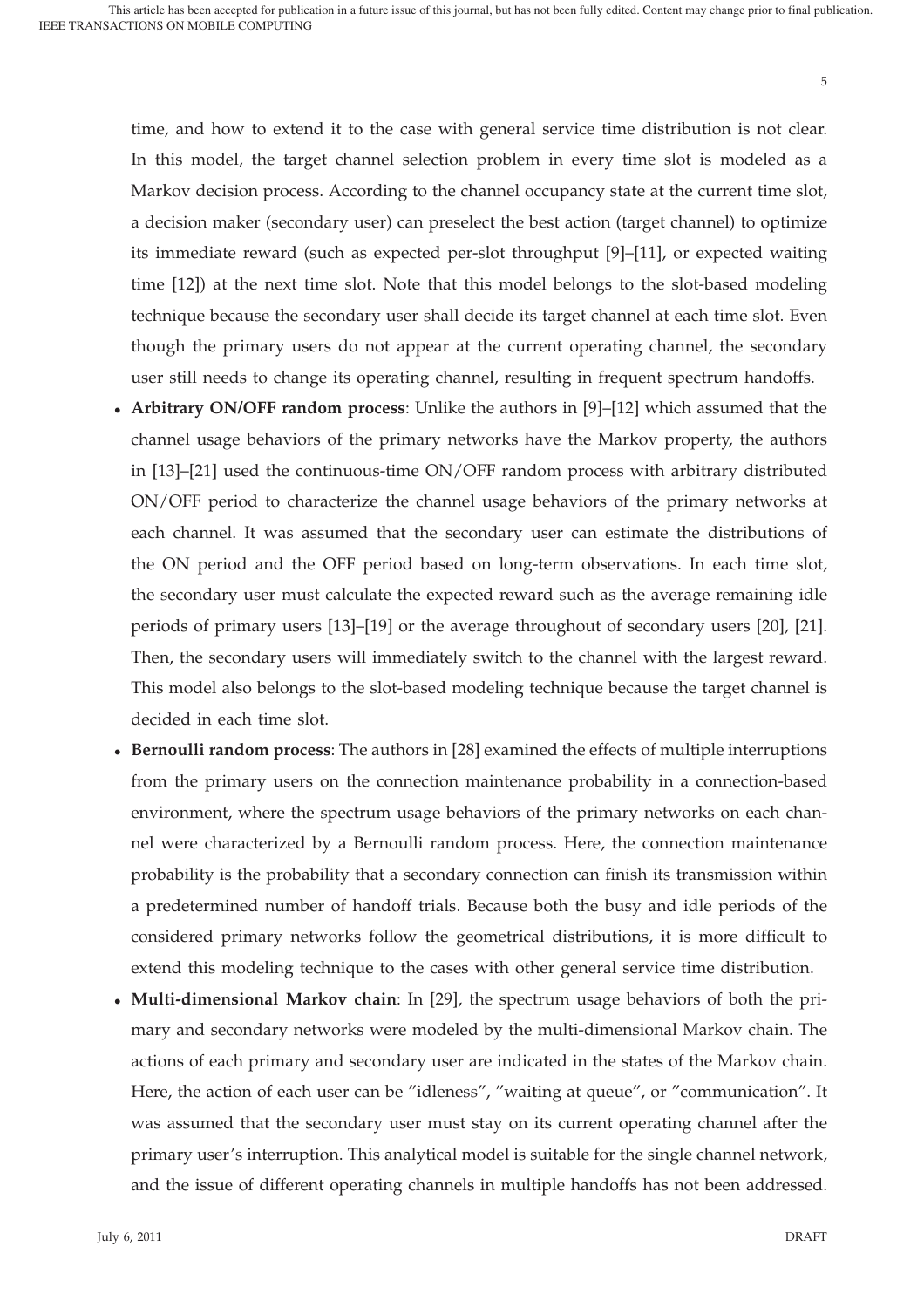time, and how to extend it to the case with general service time distribution is not clear. In this model, the target channel selection problem in every time slot is modeled as a Markov decision process. According to the channel occupancy state at the current time slot, a decision maker (secondary user) can preselect the best action (target channel) to optimize its immediate reward (such as expected per-slot throughput [9]–[11], or expected waiting time [12]) at the next time slot. Note that this model belongs to the slot-based modeling technique because the secondary user shall decide its target channel at each time slot. Even though the primary users do not appear at the current operating channel, the secondary user still needs to change its operating channel, resulting in frequent spectrum handoffs.

- **Arbitrary ON/OFF random process**: Unlike the authors in [9]–[12] which assumed that the channel usage behaviors of the primary networks have the Markov property, the authors in [13]–[21] used the continuous-time ON/OFF random process with arbitrary distributed ON/OFF period to characterize the channel usage behaviors of the primary networks at each channel. It was assumed that the secondary user can estimate the distributions of the ON period and the OFF period based on long-term observations. In each time slot, the secondary user must calculate the expected reward such as the average remaining idle periods of primary users [13]–[19] or the average throughout of secondary users [20], [21]. Then, the secondary users will immediately switch to the channel with the largest reward. This model also belongs to the slot-based modeling technique because the target channel is decided in each time slot.
- **Bernoulli random process**: The authors in [28] examined the effects of multiple interruptions from the primary users on the connection maintenance probability in a connection-based environment, where the spectrum usage behaviors of the primary networks on each channel were characterized by a Bernoulli random process. Here, the connection maintenance probability is the probability that a secondary connection can finish its transmission within a predetermined number of handoff trials. Because both the busy and idle periods of the considered primary networks follow the geometrical distributions, it is more difficult to extend this modeling technique to the cases with other general service time distribution.
- **Multi-dimensional Markov chain**: In [29], the spectrum usage behaviors of both the primary and secondary networks were modeled by the multi-dimensional Markov chain. The actions of each primary and secondary user are indicated in the states of the Markov chain. Here, the action of each user can be "idleness", "waiting at queue", or "communication". It was assumed that the secondary user must stay on its current operating channel after the primary user's interruption. This analytical model is suitable for the single channel network, and the issue of different operating channels in multiple handoffs has not been addressed.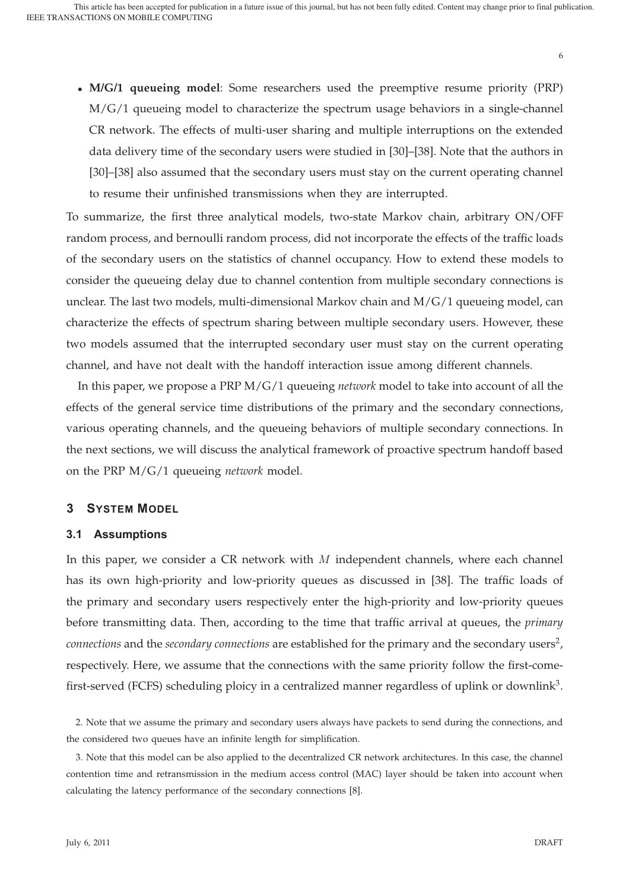- **M/G/1 queueing model**: Some researchers used the preemptive resume priority (PRP) M/G/1 queueing model to characterize the spectrum usage behaviors in a single-channel CR network. The effects of multi-user sharing and multiple interruptions on the extended data delivery time of the secondary users were studied in [30]–[38]. Note that the authors in [30]–[38] also assumed that the secondary users must stay on the current operating channel to resume their unfinished transmissions when they are interrupted.

To summarize, the first three analytical models, two-state Markov chain, arbitrary ON/OFF random process, and bernoulli random process, did not incorporate the effects of the traffic loads of the secondary users on the statistics of channel occupancy. How to extend these models to consider the queueing delay due to channel contention from multiple secondary connections is unclear. The last two models, multi-dimensional Markov chain and M/G/1 queueing model, can characterize the effects of spectrum sharing between multiple secondary users. However, these two models assumed that the interrupted secondary user must stay on the current operating channel, and have not dealt with the handoff interaction issue among different channels.

In this paper, we propose a PRP M/G/1 queueing *network* model to take into account of all the effects of the general service time distributions of the primary and the secondary connections, various operating channels, and the queueing behaviors of multiple secondary connections. In the next sections, we will discuss the analytical framework of proactive spectrum handoff based on the PRP M/G/1 queueing *network* model.

## 3 SYSTEM MODEL

### 3.1 Assumptions

In this paper, we consider a CR network with $M$ independent channels, where each channel has its own high-priority and low-priority queues as discussed in [38]. The traffic loads of the primary and secondary users respectively enter the high-priority and low-priority queues before transmitting data. Then, according to the time that traffic arrival at queues, the *primary connections* and the *secondary connections* are established for the primary and the secondary users[2], respectively. Here, we assume that the connections with the same priority follow the first-come-first-served (FCFS) scheduling ploicy in a centralized manner regardless of uplink or downlink[3].

2. Note that we assume the primary and secondary users always have packets to send during the connections, and the considered two queues have an infinite length for simplification.

3. Note that this model can be also applied to the decentralized CR network architectures. In this case, the channel contention time and retransmission in the medium access control (MAC) layer should be taken into account when calculating the latency performance of the secondary connections [8].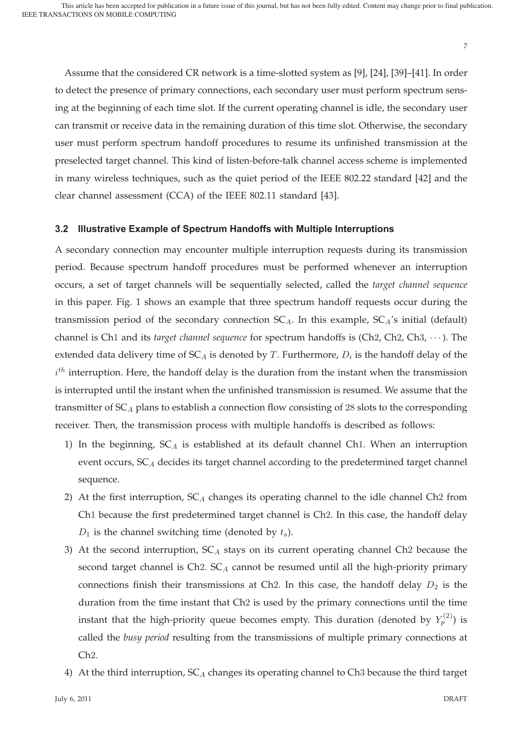Assume that the considered CR network is a time-slotted system as [9], [24], [39]–[41]. In order to detect the presence of primary connections, each secondary user must perform spectrum sensing at the beginning of each time slot. If the current operating channel is idle, the secondary user can transmit or receive data in the remaining duration of this time slot. Otherwise, the secondary user must perform spectrum handoff procedures to resume its unfinished transmission at the preselected target channel. This kind of listen-before-talk channel access scheme is implemented in many wireless techniques, such as the quiet period of the IEEE 802.22 standard [42] and the clear channel assessment (CCA) of the IEEE 802.11 standard [43].

### 3.2 Illustrative Example of Spectrum Handoffs with Multiple Interruptions

A secondary connection may encounter multiple interruption requests during its transmission period. Because spectrum handoff procedures must be performed whenever an interruption occurs, a set of target channels will be sequentially selected, called the *target channel sequence* in this paper. Fig. 1 shows an example that three spectrum handoff requests occur during the transmission period of the secondary connection $SC_A$. In this example, $SC_A$'s initial (default) channel is Ch1 and its *target channel sequence* for spectrum handoffs is (Ch2, Ch2, Ch3, $\cdots$). The extended data delivery time of $SC_A$ is denoted by $T$. Furthermore, $D_i$ is the handoff delay of the $i^{th}$ interruption. Here, the handoff delay is the duration from the instant when the transmission is interrupted until the instant when the unfinished transmission is resumed. We assume that the transmitter of $SC_A$ plans to establish a connection flow consisting of 28 slots to the corresponding receiver. Then, the transmission process with multiple handoffs is described as follows:

1) In the beginning, $SC_A$ is established at its default channel Ch1. When an interruption event occurs, $SC_A$ decides its target channel according to the predetermined target channel sequence.
2) At the first interruption, $SC_A$ changes its operating channel to the idle channel Ch2 from Ch1 because the first predetermined target channel is Ch2. In this case, the handoff delay $D_1$ is the channel switching time (denoted by $t_s$).
3) At the second interruption, $SC_A$ stays on its current operating channel Ch2 because the second target channel is Ch2. $SC_A$ cannot be resumed until all the high-priority primary connections finish their transmissions at Ch2. In this case, the handoff delay $D_2$ is the duration from the time instant that Ch2 is used by the primary connections until the time instant that the high-priority queue becomes empty. This duration (denoted by $Y_p^{(2)}$) is called the *busy period* resulting from the transmissions of multiple primary connections at Ch2.
4) At the third interruption, $SC_A$ changes its operating channel to Ch3 because the third target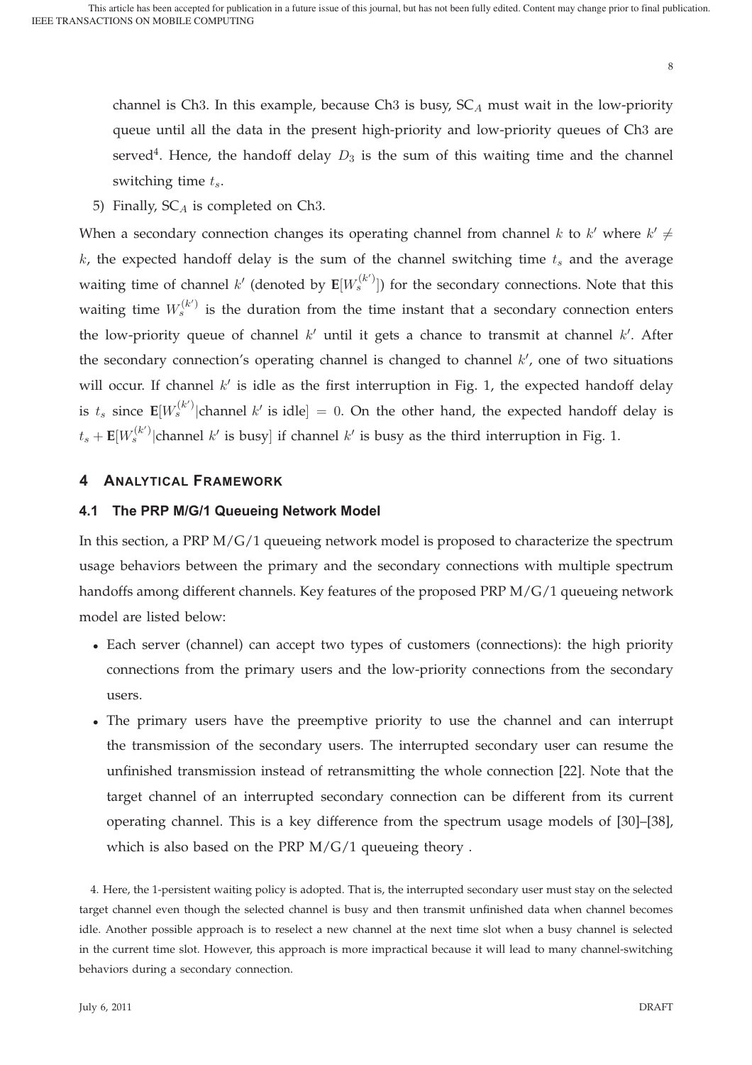channel is Ch3. In this example, because Ch3 is busy, $\text{SC}_A$ must wait in the low-priority queue until all the data in the present high-priority and low-priority queues of Ch3 are served[4]. Hence, the handoff delay $D_3$ is the sum of this waiting time and the channel switching time $t_s$.

5) Finally, $\text{SC}_A$ is completed on Ch3.

When a secondary connection changes its operating channel from channel $k$ to $k'$ where $k' \neq k$, the expected handoff delay is the sum of the channel switching time $t_s$ and the average waiting time of channel $k'$ (denoted by $\mathbf{E}[W_s^{(k')}]$) for the secondary connections. Note that this waiting time $W_s^{(k')}$ is the duration from the time instant that a secondary connection enters the low-priority queue of channel $k'$ until it gets a chance to transmit at channel $k'$. After the secondary connection's operating channel is changed to channel $k'$, one of two situations will occur. If channel $k'$ is idle as the first interruption in Fig. 1, the expected handoff delay is $t_s$ since $\mathbf{E}[W_s^{(k')}|\text{channel } k' \text{ is idle}] = 0$. On the other hand, the expected handoff delay is $t_s + \mathbf{E}[W_s^{(k')}|\text{channel } k' \text{ is busy}]$ if channel $k'$ is busy as the third interruption in Fig. 1.

## 4 Analytical Framework

### 4.1 The PRP M/G/1 Queueing Network Model

In this section, a PRP M/G/1 queueing network model is proposed to characterize the spectrum usage behaviors between the primary and the secondary connections with multiple spectrum handoffs among different channels. Key features of the proposed PRP M/G/1 queueing network model are listed below:

- Each server (channel) can accept two types of customers (connections): the high priority connections from the primary users and the low-priority connections from the secondary users.
- The primary users have the preemptive priority to use the channel and can interrupt the transmission of the secondary users. The interrupted secondary user can resume the unfinished transmission instead of retransmitting the whole connection [22]. Note that the target channel of an interrupted secondary connection can be different from its current operating channel. This is a key difference from the spectrum usage models of [30]–[38], which is also based on the PRP M/G/1 queueing theory .

4. Here, the 1-persistent waiting policy is adopted. That is, the interrupted secondary user must stay on the selected target channel even though the selected channel is busy and then transmit unfinished data when channel becomes idle. Another possible approach is to reselect a new channel at the next time slot when a busy channel is selected in the current time slot. However, this approach is more impractical because it will lead to many channel-switching behaviors during a secondary connection.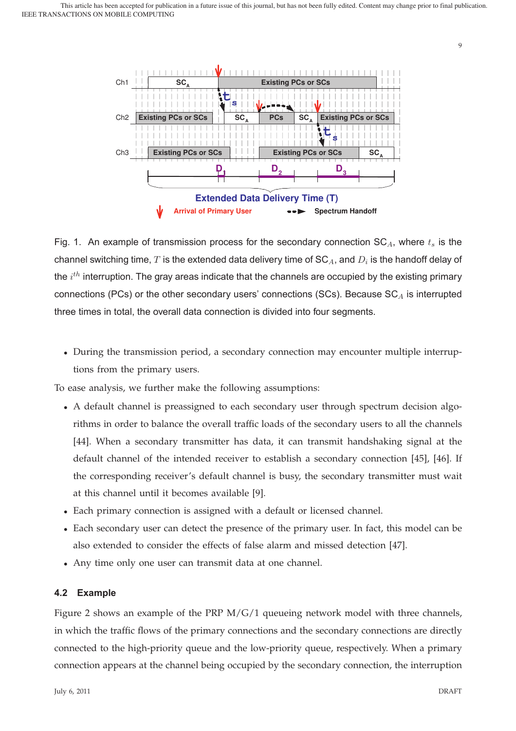Fig. 1. An example of transmission process for the secondary connection $SC_A$, where $t_s$ is the channel switching time, $T$ is the extended data delivery time of $SC_A$, and $D_i$ is the handoff delay of the $i^{th}$ interruption. The gray areas indicate that the channels are occupied by the existing primary connections (PCs) or the other secondary users' connections (SCs). Because $SC_A$ is interrupted three times in total, the overall data connection is divided into four segments.

- During the transmission period, a secondary connection may encounter multiple interruptions from the primary users.

To ease analysis, we further make the following assumptions:

- A default channel is preassigned to each secondary user through spectrum decision algorithms in order to balance the overall traffic loads of the secondary users to all the channels [44]. When a secondary transmitter has data, it can transmit handshaking signal at the default channel of the intended receiver to establish a secondary connection [45], [46]. If the corresponding receiver's default channel is busy, the secondary transmitter must wait at this channel until it becomes available [9].
- Each primary connection is assigned with a default or licensed channel.
- Each secondary user can detect the presence of the primary user. In fact, this model can be also extended to consider the effects of false alarm and missed detection [47].
- Any time only one user can transmit data at one channel.

### 4.2 Example

Figure 2 shows an example of the PRP M/G/1 queueing network model with three channels, in which the traffic flows of the primary connections and the secondary connections are directly connected to the high-priority queue and the low-priority queue, respectively. When a primary connection appears at the channel being occupied by the secondary connection, the interruption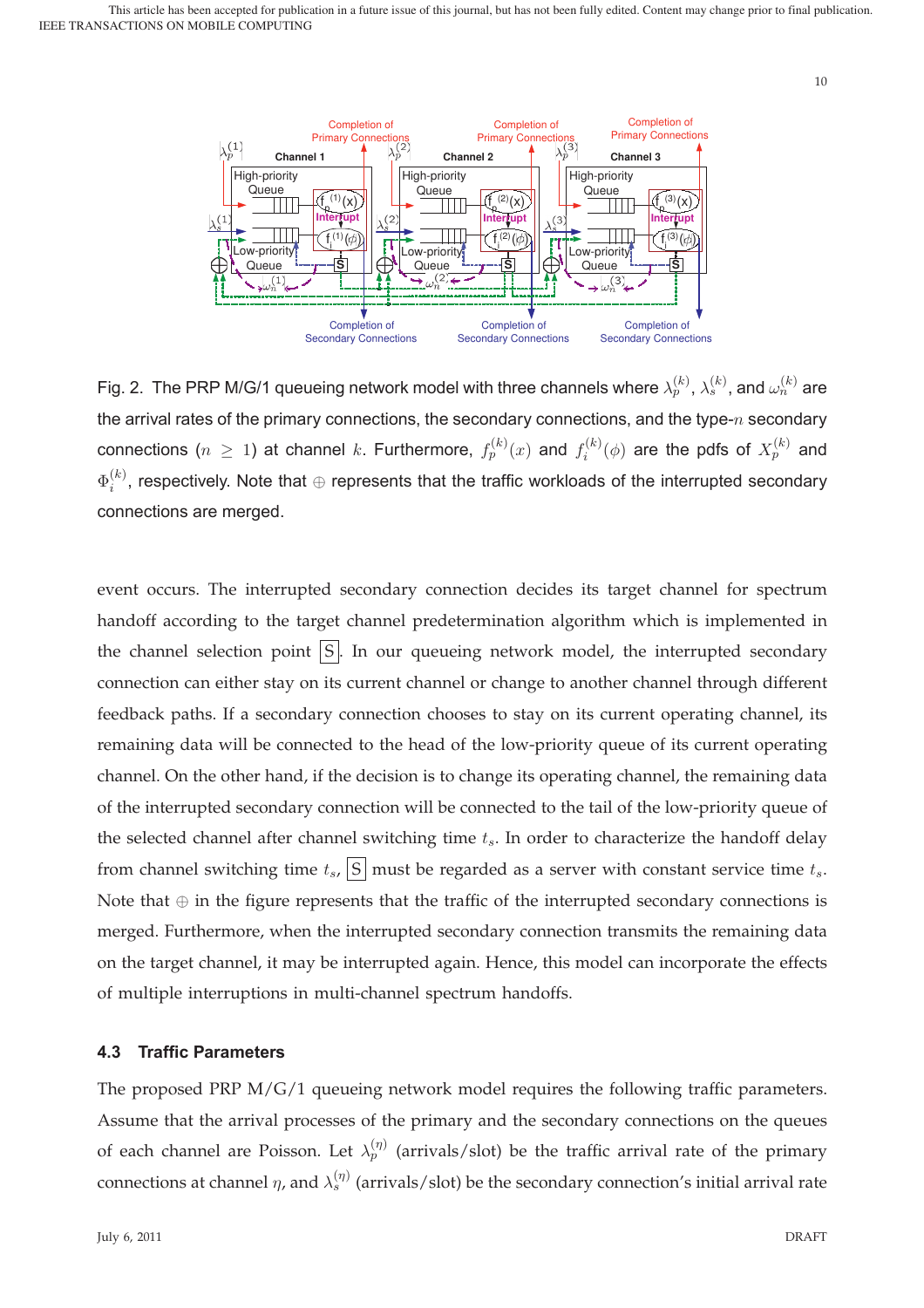Fig. 2. The PRP M/G/1 queueing network model with three channels where $\lambda_p^{(k)}$, $\lambda_s^{(k)}$, and $\omega_n^{(k)}$ are the arrival rates of the primary connections, the secondary connections, and the type-$n$ secondary connections ($n \geq 1$) at channel $k$. Furthermore, $f_p^{(k)}(x)$ and $f_i^{(k)}(\phi)$ are the pdfs of $X_p^{(k)}$ and $\Phi_i^{(k)}$, respectively. Note that $\oplus$ represents that the traffic workloads of the interrupted secondary connections are merged.

event occurs. The interrupted secondary connection decides its target channel for spectrum handoff according to the target channel predetermination algorithm which is implemented in the channel selection point $\boxed{\text{S}}$. In our queueing network model, the interrupted secondary connection can either stay on its current channel or change to another channel through different feedback paths. If a secondary connection chooses to stay on its current operating channel, its remaining data will be connected to the head of the low-priority queue of its current operating channel. On the other hand, if the decision is to change its operating channel, the remaining data of the interrupted secondary connection will be connected to the tail of the low-priority queue of the selected channel after channel switching time $t_s$. In order to characterize the handoff delay from channel switching time $t_s$, $\boxed{\text{S}}$ must be regarded as a server with constant service time $t_s$. Note that $\oplus$ in the figure represents that the traffic of the interrupted secondary connections is merged. Furthermore, when the interrupted secondary connection transmits the remaining data on the target channel, it may be interrupted again. Hence, this model can incorporate the effects of multiple interruptions in multi-channel spectrum handoffs.

### 4.3 Traffic Parameters

The proposed PRP M/G/1 queueing network model requires the following traffic parameters. Assume that the arrival processes of the primary and the secondary connections on the queues of each channel are Poisson. Let $\lambda_p^{(\eta)}$ (arrivals/slot) be the traffic arrival rate of the primary connections at channel $\eta$, and $\lambda_s^{(\eta)}$ (arrivals/slot) be the secondary connection's initial arrival rate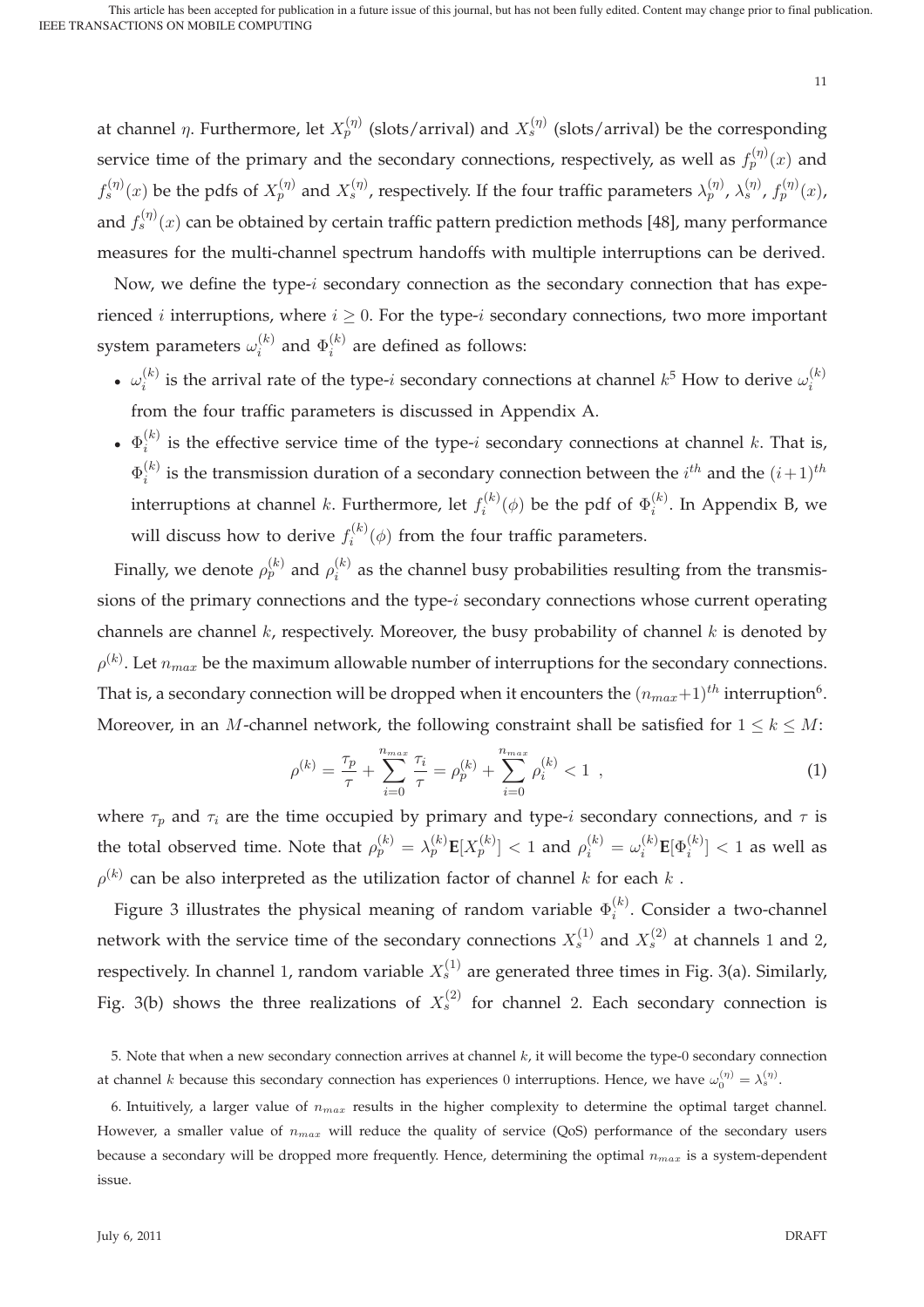at channel $\eta$. Furthermore, let $X_p^{(\eta)}$ (slots/arrival) and $X_s^{(\eta)}$ (slots/arrival) be the corresponding service time of the primary and the secondary connections, respectively, as well as $f_p^{(\eta)}(x)$ and $f_s^{(\eta)}(x)$ be the pdfs of $X_p^{(\eta)}$ and $X_s^{(\eta)}$, respectively. If the four traffic parameters $\lambda_p^{(\eta)}$, $\lambda_s^{(\eta)}$, $f_p^{(\eta)}(x)$, and $f_s^{(\eta)}(x)$ can be obtained by certain traffic pattern prediction methods [48], many performance measures for the multi-channel spectrum handoffs with multiple interruptions can be derived.

Now, we define the type-$i$ secondary connection as the secondary connection that has experienced $i$ interruptions, where $i \geq 0$. For the type-$i$ secondary connections, two more important system parameters $\omega_i^{(k)}$ and $\Phi_i^{(k)}$ are defined as follows:

- $\omega_i^{(k)}$ is the arrival rate of the type-$i$ secondary connections at channel $k$[5] How to derive $\omega_i^{(k)}$ from the four traffic parameters is discussed in Appendix A.
- $\Phi_i^{(k)}$ is the effective service time of the type-$i$ secondary connections at channel $k$. That is, $\Phi_i^{(k)}$ is the transmission duration of a secondary connection between the $i^{th}$ and the $(i+1)^{th}$ interruptions at channel $k$. Furthermore, let $f_i^{(k)}(\phi)$ be the pdf of $\Phi_i^{(k)}$. In Appendix B, we will discuss how to derive $f_i^{(k)}(\phi)$ from the four traffic parameters.

Finally, we denote $\rho_p^{(k)}$ and $\rho_i^{(k)}$ as the channel busy probabilities resulting from the transmissions of the primary connections and the type-$i$ secondary connections whose current operating channels are channel $k$, respectively. Moreover, the busy probability of channel $k$ is denoted by $\rho^{(k)}$. Let $n_{max}$ be the maximum allowable number of interruptions for the secondary connections. That is, a secondary connection will be dropped when it encounters the $(n_{max}+1)^{th}$ interruption[6]. Moreover, in an $M$-channel network, the following constraint shall be satisfied for $1 \leq k \leq M$:

$$\rho^{(k)} = \frac{\tau_p}{\tau} + \sum_{i=0}^{n_{max}} \frac{\tau_i}{\tau} = \rho_p^{(k)} + \sum_{i=0}^{n_{max}} \rho_i^{(k)} < 1 \ , \tag{1}$$

where $\tau_p$ and $\tau_i$ are the time occupied by primary and type-$i$ secondary connections, and $\tau$ is the total observed time. Note that $\rho_p^{(k)} = \lambda_p^{(k)} \mathbf{E}[X_p^{(k)}] < 1$ and $\rho_i^{(k)} = \omega_i^{(k)} \mathbf{E}[\Phi_i^{(k)}] < 1$ as well as $\rho^{(k)}$ can be also interpreted as the utilization factor of channel $k$ for each $k$.

Figure 3 illustrates the physical meaning of random variable $\Phi_i^{(k)}$. Consider a two-channel network with the service time of the secondary connections $X_s^{(1)}$ and $X_s^{(2)}$ at channels 1 and 2, respectively. In channel 1, random variable $X_s^{(1)}$ are generated three times in Fig. 3(a). Similarly, Fig. 3(b) shows the three realizations of $X_s^{(2)}$ for channel 2. Each secondary connection is

5. Note that when a new secondary connection arrives at channel $k$, it will become the type-0 secondary connection at channel $k$ because this secondary connection has experiences 0 interruptions. Hence, we have $\omega_0^{(\eta)} = \lambda_s^{(\eta)}$.

6. Intuitively, a larger value of $n_{max}$ results in the higher complexity to determine the optimal target channel. However, a smaller value of $n_{max}$ will reduce the quality of service (QoS) performance of the secondary users because a secondary will be dropped more frequently. Hence, determining the optimal $n_{max}$ is a system-dependent issue.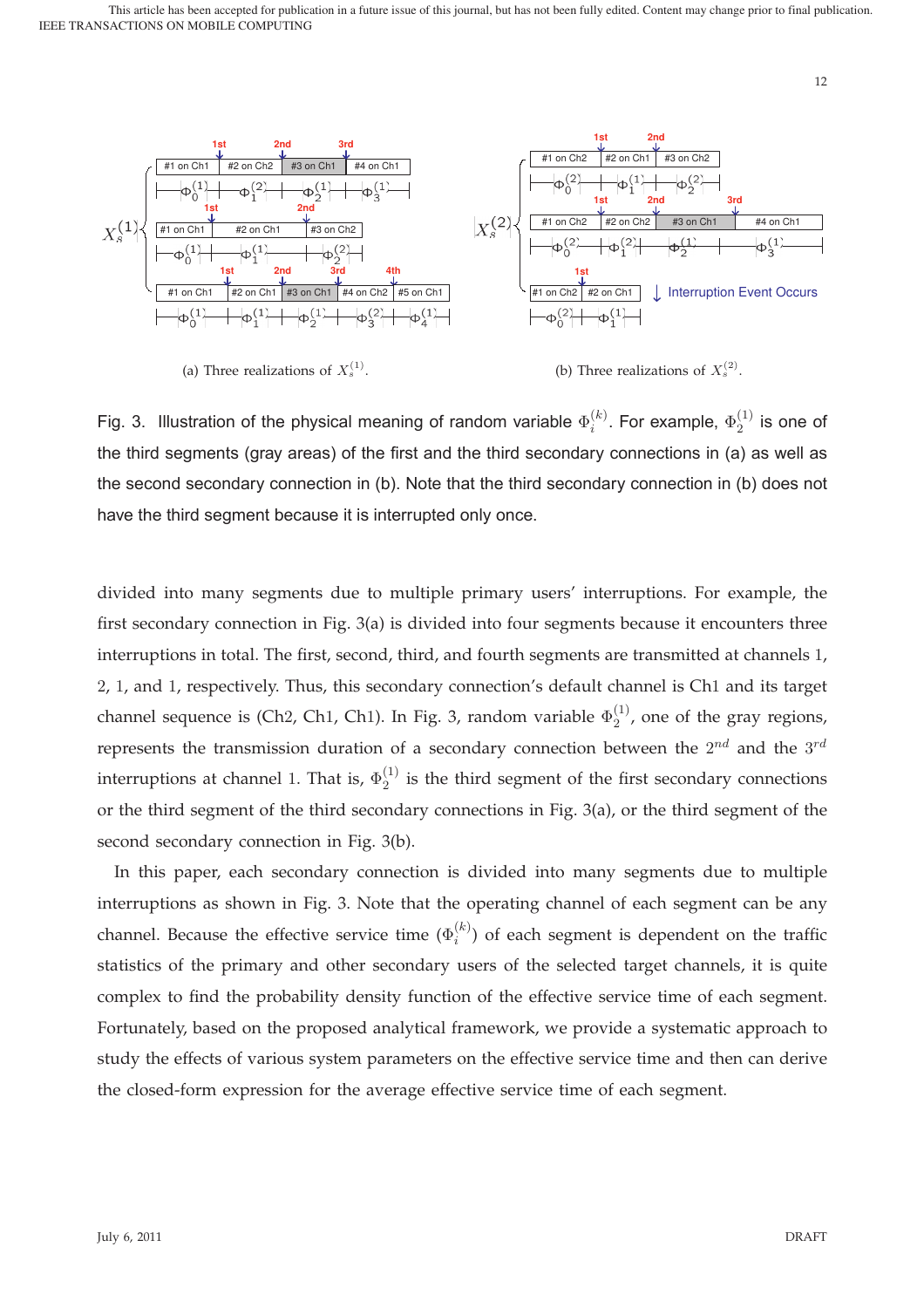(a) Three realizations of $X_s^{(1)}$.

(b) Three realizations of $X_s^{(2)}$.

Fig. 3. Illustration of the physical meaning of random variable $\Phi_i^{(k)}$. For example, $\Phi_2^{(1)}$ is one of the third segments (gray areas) of the first and the third secondary connections in (a) as well as the second secondary connection in (b). Note that the third secondary connection in (b) does not have the third segment because it is interrupted only once.

divided into many segments due to multiple primary users' interruptions. For example, the first secondary connection in Fig. 3(a) is divided into four segments because it encounters three interruptions in total. The first, second, third, and fourth segments are transmitted at channels 1, 2, 1, and 1, respectively. Thus, this secondary connection's default channel is Ch1 and its target channel sequence is (Ch2, Ch1, Ch1). In Fig. 3, random variable $\Phi_2^{(1)}$, one of the gray regions, represents the transmission duration of a secondary connection between the $2^{nd}$ and the $3^{rd}$ interruptions at channel 1. That is, $\Phi_2^{(1)}$ is the third segment of the first secondary connections or the third segment of the third secondary connections in Fig. 3(a), or the third segment of the second secondary connection in Fig. 3(b).

In this paper, each secondary connection is divided into many segments due to multiple interruptions as shown in Fig. 3. Note that the operating channel of each segment can be any channel. Because the effective service time ($\Phi_i^{(k)}$) of each segment is dependent on the traffic statistics of the primary and other secondary users of the selected target channels, it is quite complex to find the probability density function of the effective service time of each segment. Fortunately, based on the proposed analytical framework, we provide a systematic approach to study the effects of various system parameters on the effective service time and then can derive the closed-form expression for the average effective service time of each segment.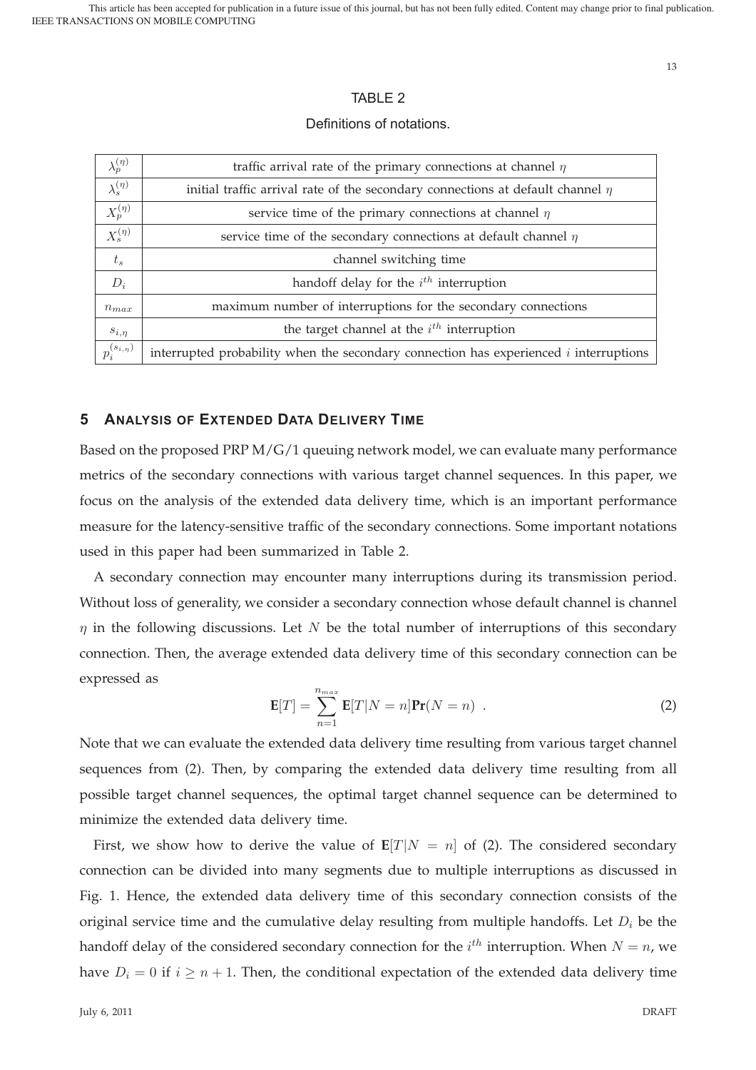TABLE 2

Definitions of notations.

| | |
|---|---|
| $\lambda_p^{(\eta)}$ | traffic arrival rate of the primary connections at channel $\eta$ |
| $\lambda_s^{(\eta)}$ | initial traffic arrival rate of the secondary connections at default channel $\eta$ |
| $X_p^{(\eta)}$ | service time of the primary connections at channel $\eta$ |
| $X_s^{(\eta)}$ | service time of the secondary connections at default channel $\eta$ |
| $t_s$ | channel switching time |
| $D_i$ | handoff delay for the $i^{th}$ interruption |
| $n_{max}$ | maximum number of interruptions for the secondary connections |
| $s_{i,\eta}$ | the target channel at the $i^{th}$ interruption |
| $p_i^{(s_{i,\eta})}$ | interrupted probability when the secondary connection has experienced $i$ interruptions |

## 5 Analysis of Extended Data Delivery Time

Based on the proposed PRP M/G/1 queuing network model, we can evaluate many performance metrics of the secondary connections with various target channel sequences. In this paper, we focus on the analysis of the extended data delivery time, which is an important performance measure for the latency-sensitive traffic of the secondary connections. Some important notations used in this paper had been summarized in Table 2.

A secondary connection may encounter many interruptions during its transmission period. Without loss of generality, we consider a secondary connection whose default channel is channel $\eta$ in the following discussions. Let $N$ be the total number of interruptions of this secondary connection. Then, the average extended data delivery time of this secondary connection can be expressed as

$$\mathbf{E}[T] = \sum_{n=1}^{n_{max}} \mathbf{E}[T|N = n]\mathbf{Pr}(N = n) \ . \tag{2}$$

Note that we can evaluate the extended data delivery time resulting from various target channel sequences from (2). Then, by comparing the extended data delivery time resulting from all possible target channel sequences, the optimal target channel sequence can be determined to minimize the extended data delivery time.

First, we show how to derive the value of $\mathbf{E}[T|N = n]$ of (2). The considered secondary connection can be divided into many segments due to multiple interruptions as discussed in Fig. 1. Hence, the extended data delivery time of this secondary connection consists of the original service time and the cumulative delay resulting from multiple handoffs. Let $D_i$ be the handoff delay of the considered secondary connection for the $i^{th}$ interruption. When $N = n$, we have $D_i = 0$ if $i \geq n + 1$. Then, the conditional expectation of the extended data delivery time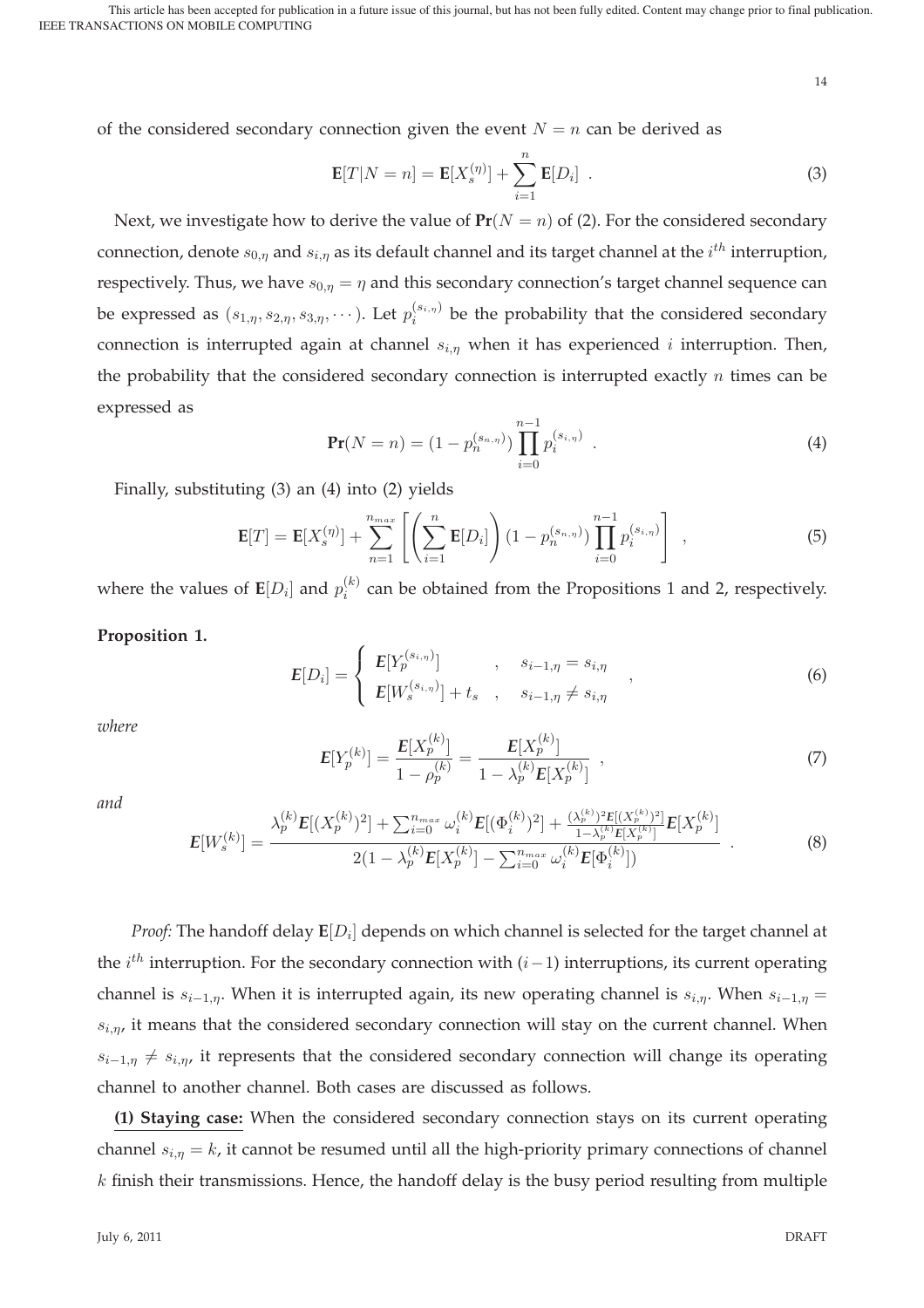of the considered secondary connection given the event $N = n$ can be derived as

$$\mathbf{E}[T|N=n] = \mathbf{E}[X_s^{(\eta)}] + \sum_{i=1}^{n} \mathbf{E}[D_i] \ . \tag{3}$$

Next, we investigate how to derive the value of $\mathbf{Pr}(N = n)$ of (2). For the considered secondary connection, denote $s_{0,\eta}$ and $s_{i,\eta}$ as its default channel and its target channel at the $i^{th}$ interruption, respectively. Thus, we have $s_{0,\eta} = \eta$ and this secondary connection's target channel sequence can be expressed as $(s_{1,\eta}, s_{2,\eta}, s_{3,\eta}, \cdots)$. Let $p_i^{(s_{i,\eta})}$ be the probability that the considered secondary connection is interrupted again at channel $s_{i,\eta}$ when it has experienced $i$ interruption. Then, the probability that the considered secondary connection is interrupted exactly $n$ times can be expressed as

$$\mathbf{Pr}(N=n) = (1 - p_n^{(s_{n,\eta})}) \prod_{i=0}^{n-1} p_i^{(s_{i,\eta})} \ . \tag{4}$$

Finally, substituting (3) an (4) into (2) yields

$$\mathbf{E}[T] = \mathbf{E}[X_s^{(\eta)}] + \sum_{n=1}^{n_{max}} \left[ \left( \sum_{i=1}^{n} \mathbf{E}[D_i] \right) (1 - p_n^{(s_{n,\eta})}) \prod_{i=0}^{n-1} p_i^{(s_{i,\eta})} \right] \ , \tag{5}$$

where the values of $\mathbf{E}[D_i]$ and $p_i^{(k)}$ can be obtained from the Propositions 1 and 2, respectively.

**Proposition 1.**

$$\boldsymbol{E}[D_i] = \begin{cases} \boldsymbol{E}[Y_p^{(s_{i,\eta})}] & , \quad s_{i-1,\eta} = s_{i,\eta} \\ \boldsymbol{E}[W_s^{(s_{i,\eta})}] + t_s & , \quad s_{i-1,\eta} \neq s_{i,\eta} \end{cases} \ , \tag{6}$$

*where*

$$\boldsymbol{E}[Y_p^{(k)}] = \frac{\boldsymbol{E}[X_p^{(k)}]}{1 - \rho_p^{(k)}} = \frac{\boldsymbol{E}[X_p^{(k)}]}{1 - \lambda_p^{(k)} \boldsymbol{E}[X_p^{(k)}]} \ , \tag{7}$$

*and*

$$\boldsymbol{E}[W_s^{(k)}] = \frac{\lambda_p^{(k)} \boldsymbol{E}[(X_p^{(k)})^2] + \sum_{i=0}^{n_{max}} \omega_i^{(k)} \boldsymbol{E}[(\Phi_i^{(k)})^2] + \frac{(\lambda_p^{(k)})^2 \boldsymbol{E}[(X_p^{(k)})^2]}{1 - \lambda_p^{(k)} \boldsymbol{E}[X_p^{(k)}]} \boldsymbol{E}[X_p^{(k)}]}{2(1 - \lambda_p^{(k)} \boldsymbol{E}[X_p^{(k)}] - \sum_{i=0}^{n_{max}} \omega_i^{(k)} \boldsymbol{E}[\Phi_i^{(k)}])} \ . \tag{8}$$

*Proof:* The handoff delay $\mathbf{E}[D_i]$ depends on which channel is selected for the target channel at the $i^{th}$ interruption. For the secondary connection with $(i-1)$ interruptions, its current operating channel is $s_{i-1,\eta}$. When it is interrupted again, its new operating channel is $s_{i,\eta}$. When $s_{i-1,\eta} = s_{i,\eta}$, it means that the considered secondary connection will stay on the current channel. When $s_{i-1,\eta} \neq s_{i,\eta}$, it represents that the considered secondary connection will change its operating channel to another channel. Both cases are discussed as follows.

**(1) Staying case:** When the considered secondary connection stays on its current operating channel $s_{i,\eta} = k$, it cannot be resumed until all the high-priority primary connections of channel $k$ finish their transmissions. Hence, the handoff delay is the busy period resulting from multiple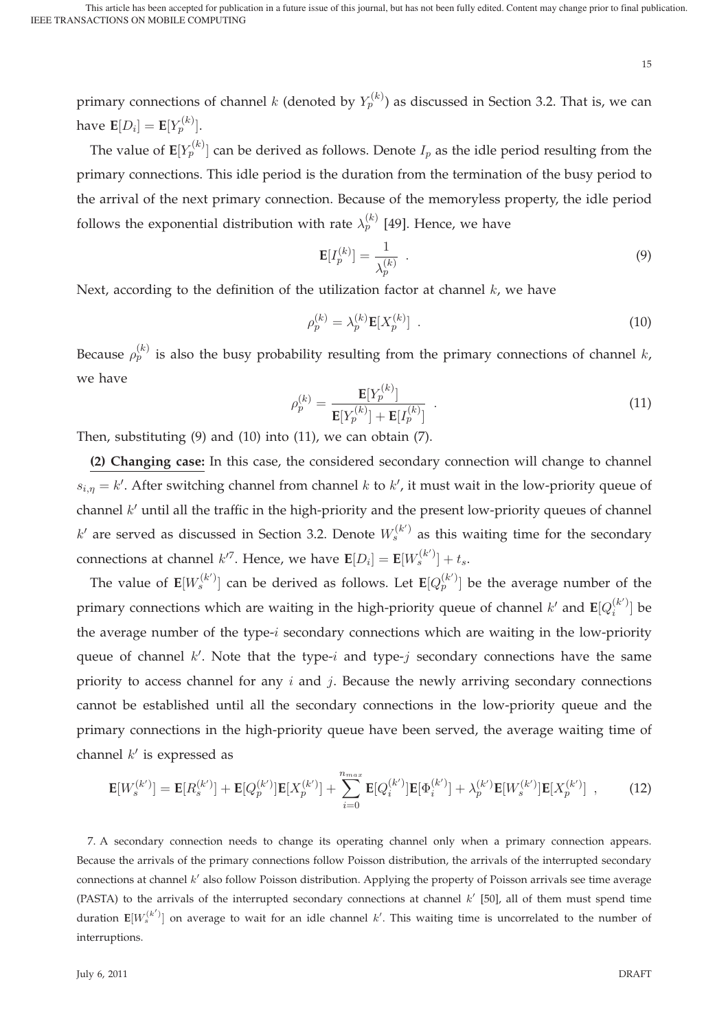primary connections of channel $k$ (denoted by $Y_p^{(k)}$) as discussed in Section 3.2. That is, we can have $\mathbf{E}[D_i] = \mathbf{E}[Y_p^{(k)}]$.

The value of $\mathbf{E}[Y_p^{(k)}]$ can be derived as follows. Denote $I_p$ as the idle period resulting from the primary connections. This idle period is the duration from the termination of the busy period to the arrival of the next primary connection. Because of the memoryless property, the idle period follows the exponential distribution with rate $\lambda_p^{(k)}$ [49]. Hence, we have

$$\mathbf{E}[I_p^{(k)}] = \frac{1}{\lambda_p^{(k)}} \ . \tag{9}$$

Next, according to the definition of the utilization factor at channel $k$, we have

$$\rho_p^{(k)} = \lambda_p^{(k)} \mathbf{E}[X_p^{(k)}] \ . \tag{10}$$

Because $\rho_p^{(k)}$ is also the busy probability resulting from the primary connections of channel $k$, we have

$$\rho_p^{(k)} = \frac{\mathbf{E}[Y_p^{(k)}]}{\mathbf{E}[Y_p^{(k)}] + \mathbf{E}[I_p^{(k)}]} \ . \tag{11}$$

Then, substituting (9) and (10) into (11), we can obtain (7).

**(2) Changing case:** In this case, the considered secondary connection will change to channel $s_{i,\eta} = k'$. After switching channel from channel $k$ to $k'$, it must wait in the low-priority queue of channel $k'$ until all the traffic in the high-priority and the present low-priority queues of channel $k'$ are served as discussed in Section 3.2. Denote $W_s^{(k')}$ as this waiting time for the secondary connections at channel $k'$[7]. Hence, we have $\mathbf{E}[D_i] = \mathbf{E}[W_s^{(k')}] + t_s$.

The value of $\mathbf{E}[W_s^{(k')}]$ can be derived as follows. Let $\mathbf{E}[Q_p^{(k')}]$ be the average number of the primary connections which are waiting in the high-priority queue of channel $k'$ and $\mathbf{E}[Q_i^{(k')}]$ be the average number of the type-$i$ secondary connections which are waiting in the low-priority queue of channel $k'$. Note that the type-$i$ and type-$j$ secondary connections have the same priority to access channel for any $i$ and $j$. Because the newly arriving secondary connections cannot be established until all the secondary connections in the low-priority queue and the primary connections in the high-priority queue have been served, the average waiting time of channel $k'$ is expressed as

$$\mathbf{E}[W_s^{(k')}] = \mathbf{E}[R_s^{(k')}] + \mathbf{E}[Q_p^{(k')}]\mathbf{E}[X_p^{(k')}] + \sum_{i=0}^{n_{max}} \mathbf{E}[Q_i^{(k')}]\mathbf{E}[\Phi_i^{(k')}] + \lambda_p^{(k')}\mathbf{E}[W_s^{(k')}]\mathbf{E}[X_p^{(k')}] \ , \tag{12}$$

7. A secondary connection needs to change its operating channel only when a primary connection appears. Because the arrivals of the primary connections follow Poisson distribution, the arrivals of the interrupted secondary connections at channel $k'$ also follow Poisson distribution. Applying the property of Poisson arrivals see time average (PASTA) to the arrivals of the interrupted secondary connections at channel $k'$ [50], all of them must spend time duration $\mathbf{E}[W_s^{(k')}]$ on average to wait for an idle channel $k'$. This waiting time is uncorrelated to the number of interruptions.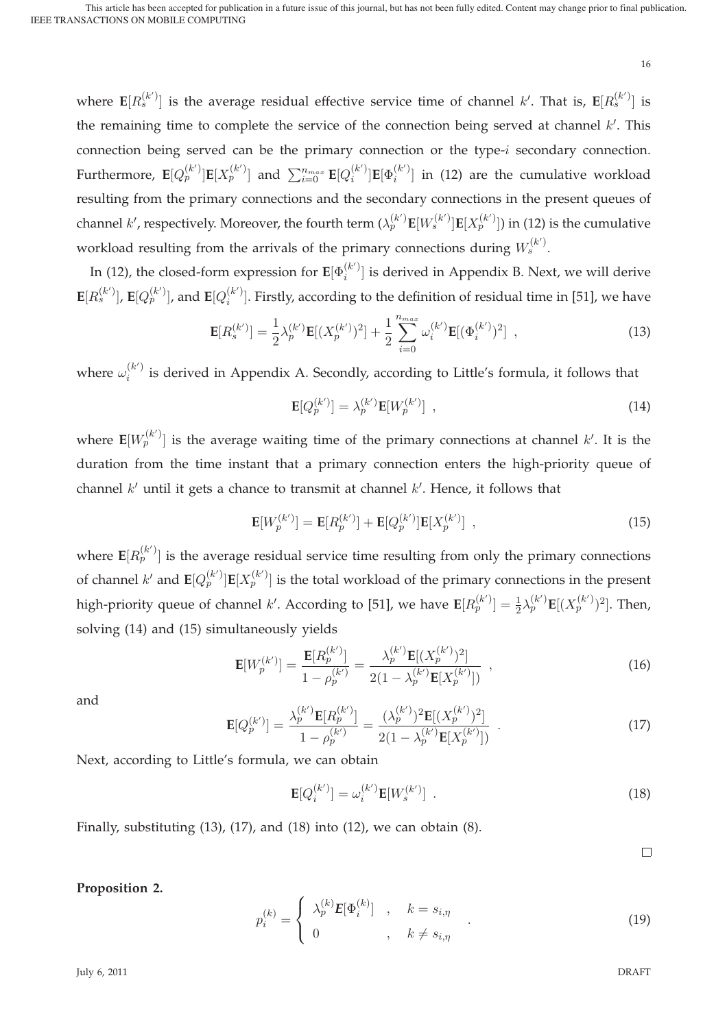where $\mathbf{E}[R_s^{(k')}]$ is the average residual effective service time of channel $k'$. That is, $\mathbf{E}[R_s^{(k')}]$ is the remaining time to complete the service of the connection being served at channel $k'$. This connection being served can be the primary connection or the type-$i$ secondary connection. Furthermore, $\mathbf{E}[Q_p^{(k')}]\mathbf{E}[X_p^{(k')}]$ and $\sum_{i=0}^{n_{max}} \mathbf{E}[Q_i^{(k')}]\mathbf{E}[\Phi_i^{(k')}]$ in (12) are the cumulative workload resulting from the primary connections and the secondary connections in the present queues of channel $k'$, respectively. Moreover, the fourth term ($\lambda_p^{(k')}\mathbf{E}[W_s^{(k')}]\mathbf{E}[X_p^{(k')}]$) in (12) is the cumulative workload resulting from the arrivals of the primary connections during $W_s^{(k')}$.

In (12), the closed-form expression for $\mathbf{E}[\Phi_i^{(k')}]$ is derived in Appendix B. Next, we will derive $\mathbf{E}[R_s^{(k')}]$, $\mathbf{E}[Q_p^{(k')}]$, and $\mathbf{E}[Q_i^{(k')}]$. Firstly, according to the definition of residual time in [51], we have

$$\mathbf{E}[R_s^{(k')}] = \frac{1}{2}\lambda_p^{(k')}\mathbf{E}[(X_p^{(k')})^2] + \frac{1}{2}\sum_{i=0}^{n_{max}} \omega_i^{(k')}\mathbf{E}[(\Phi_i^{(k')})^2] \ , \tag{13}$$

where $\omega_i^{(k')}$ is derived in Appendix A. Secondly, according to Little's formula, it follows that

$$\mathbf{E}[Q_p^{(k')}] = \lambda_p^{(k')}\mathbf{E}[W_p^{(k')}] \ , \tag{14}$$

where $\mathbf{E}[W_p^{(k')}]$ is the average waiting time of the primary connections at channel $k'$. It is the duration from the time instant that a primary connection enters the high-priority queue of channel $k'$ until it gets a chance to transmit at channel $k'$. Hence, it follows that

$$\mathbf{E}[W_p^{(k')}] = \mathbf{E}[R_p^{(k')}] + \mathbf{E}[Q_p^{(k')}]\mathbf{E}[X_p^{(k')}] \ , \tag{15}$$

where $\mathbf{E}[R_p^{(k')}]$ is the average residual service time resulting from only the primary connections of channel $k'$ and $\mathbf{E}[Q_p^{(k')}]\mathbf{E}[X_p^{(k')}]$ is the total workload of the primary connections in the present high-priority queue of channel $k'$. According to [51], we have $\mathbf{E}[R_p^{(k')}] = \frac{1}{2}\lambda_p^{(k')}\mathbf{E}[(X_p^{(k')})^2]$. Then, solving (14) and (15) simultaneously yields

$$\mathbf{E}[W_p^{(k')}] = \frac{\mathbf{E}[R_p^{(k')}]}{1-\rho_p^{(k')}} = \frac{\lambda_p^{(k')}\mathbf{E}[(X_p^{(k')})^2]}{2(1-\lambda_p^{(k')}\mathbf{E}[X_p^{(k')}])} \ , \tag{16}$$

and

$$\mathbf{E}[Q_p^{(k')}] = \frac{\lambda_p^{(k')}\mathbf{E}[R_p^{(k')}]}{1-\rho_p^{(k')}} = \frac{(\lambda_p^{(k')})^2\mathbf{E}[(X_p^{(k')})^2]}{2(1-\lambda_p^{(k')}\mathbf{E}[X_p^{(k')}])} \ . \tag{17}$$

Next, according to Little's formula, we can obtain

$$\mathbf{E}[Q_i^{(k')}] = \omega_i^{(k')}\mathbf{E}[W_s^{(k')}] \ . \tag{18}$$

Finally, substituting (13), (17), and (18) into (12), we can obtain (8).

□

**Proposition 2.**

$$p_i^{(k)} = \begin{cases} \lambda_p^{(k)}\mathbf{E}[\Phi_i^{(k)}] & , \quad k = s_{i,\eta} \\ 0 & , \quad k \neq s_{i,\eta} \end{cases} \ . \tag{19}$$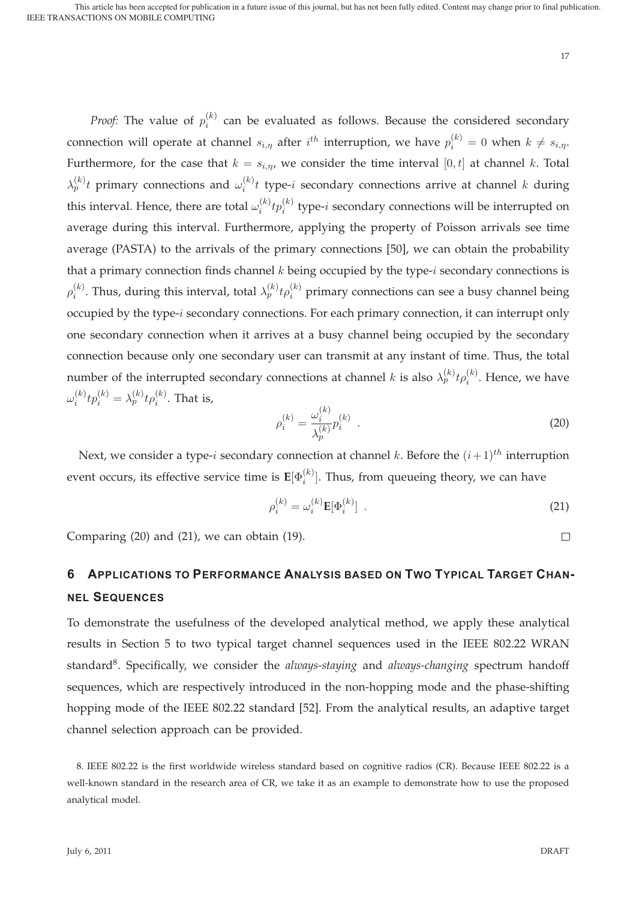*Proof:* The value of $p_i^{(k)}$ can be evaluated as follows. Because the considered secondary connection will operate at channel $s_{i,\eta}$ after $i^{th}$ interruption, we have $p_i^{(k)} = 0$ when $k \neq s_{i,\eta}$. Furthermore, for the case that $k = s_{i,\eta}$, we consider the time interval $[0, t]$ at channel $k$. Total $\lambda_p^{(k)} t$ primary connections and $\omega_i^{(k)} t$ type-$i$ secondary connections arrive at channel $k$ during this interval. Hence, there are total $\omega_i^{(k)} t p_i^{(k)}$ type-$i$ secondary connections will be interrupted on average during this interval. Furthermore, applying the property of Poisson arrivals see time average (PASTA) to the arrivals of the primary connections [50], we can obtain the probability that a primary connection finds channel $k$ being occupied by the type-$i$ secondary connections is $\rho_i^{(k)}$. Thus, during this interval, total $\lambda_p^{(k)} t \rho_i^{(k)}$ primary connections can see a busy channel being occupied by the type-$i$ secondary connections. For each primary connection, it can interrupt only one secondary connection when it arrives at a busy channel being occupied by the secondary connection because only one secondary user can transmit at any instant of time. Thus, the total number of the interrupted secondary connections at channel $k$ is also $\lambda_p^{(k)} t \rho_i^{(k)}$. Hence, we have $\omega_i^{(k)} t p_i^{(k)} = \lambda_p^{(k)} t \rho_i^{(k)}$. That is,

$$\rho_i^{(k)} = \frac{\omega_i^{(k)}}{\lambda_p^{(k)}} p_i^{(k)} \ . \tag{20}$$

Next, we consider a type-$i$ secondary connection at channel $k$. Before the $(i+1)^{th}$ interruption event occurs, its effective service time is $\mathbf{E}[\Phi_i^{(k)}]$. Thus, from queueing theory, we can have

$$\rho_i^{(k)} = \omega_i^{(k)} \mathbf{E}[\Phi_i^{(k)}] \ . \tag{21}$$

Comparing (20) and (21), we can obtain (19). □

## 6 Applications to Performance Analysis based on Two Typical Target Channel Sequences

To demonstrate the usefulness of the developed analytical method, we apply these analytical results in Section 5 to two typical target channel sequences used in the IEEE 802.22 WRAN standard[8]. Specifically, we consider the *always-staying* and *always-changing* spectrum handoff sequences, which are respectively introduced in the non-hopping mode and the phase-shifting hopping mode of the IEEE 802.22 standard [52]. From the analytical results, an adaptive target channel selection approach can be provided.

8. IEEE 802.22 is the first worldwide wireless standard based on cognitive radios (CR). Because IEEE 802.22 is a well-known standard in the research area of CR, we take it as an example to demonstrate how to use the proposed analytical model.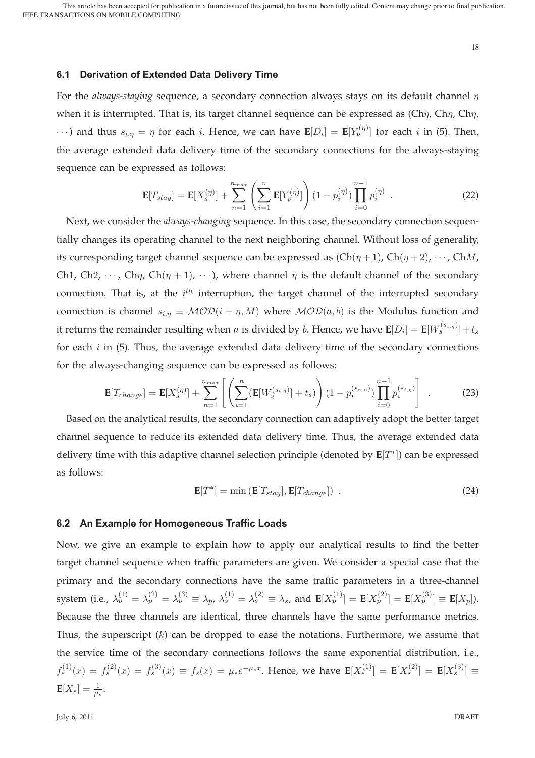### 6.1 Derivation of Extended Data Delivery Time

For the *always-staying* sequence, a secondary connection always stays on its default channel $\eta$ when it is interrupted. That is, its target channel sequence can be expressed as (Ch$\eta$, Ch$\eta$, Ch$\eta$, $\cdots$) and thus $s_{i,\eta} = \eta$ for each $i$. Hence, we can have $\mathbf{E}[D_i] = \mathbf{E}[Y_p^{(\eta)}]$ for each $i$ in (5). Then, the average extended data delivery time of the secondary connections for the always-staying sequence can be expressed as follows:

$$\mathbf{E}[T_{stay}] = \mathbf{E}[X_s^{(\eta)}] + \sum_{n=1}^{n_{max}} \left( \sum_{i=1}^{n} \mathbf{E}[Y_p^{(\eta)}] \right) (1 - p_i^{(\eta)}) \prod_{i=0}^{n-1} p_i^{(\eta)} \ . \tag{22}$$

Next, we consider the *always-changing* sequence. In this case, the secondary connection sequentially changes its operating channel to the next neighboring channel. Without loss of generality, its corresponding target channel sequence can be expressed as (Ch$(\eta+1)$, Ch$(\eta+2)$, $\cdots$, Ch$M$, Ch1, Ch2, $\cdots$, Ch$\eta$, Ch$(\eta+1)$, $\cdots$), where channel $\eta$ is the default channel of the secondary connection. That is, at the $i^{th}$ interruption, the target channel of the interrupted secondary connection is channel $s_{i,\eta} \equiv \mathcal{MOD}(i+\eta, M)$ where $\mathcal{MOD}(a,b)$ is the Modulus function and it returns the remainder resulting when $a$ is divided by $b$. Hence, we have $\mathbf{E}[D_i] = \mathbf{E}[W_s^{(s_{i,\eta})}] + t_s$ for each $i$ in (5). Thus, the average extended data delivery time of the secondary connections for the always-changing sequence can be expressed as follows:

$$\mathbf{E}[T_{change}] = \mathbf{E}[X_s^{(\eta)}] + \sum_{n=1}^{n_{max}} \left[ \left( \sum_{i=1}^{n} (\mathbf{E}[W_s^{(s_{i,\eta})}] + t_s) \right) (1 - p_i^{(s_{n,\eta})}) \prod_{i=0}^{n-1} p_i^{(s_{i,\eta})} \right] \ . \tag{23}$$

Based on the analytical results, the secondary connection can adaptively adopt the better target channel sequence to reduce its extended data delivery time. Thus, the average extended data delivery time with this adaptive channel selection principle (denoted by $\mathbf{E}[T^*]$) can be expressed as follows:

$$\mathbf{E}[T^*] = \min\left(\mathbf{E}[T_{stay}], \mathbf{E}[T_{change}]\right) \ . \tag{24}$$

### 6.2 An Example for Homogeneous Traffic Loads

Now, we give an example to explain how to apply our analytical results to find the better target channel sequence when traffic parameters are given. We consider a special case that the primary and the secondary connections have the same traffic parameters in a three-channel system (i.e., $\lambda_p^{(1)} = \lambda_p^{(2)} = \lambda_p^{(3)} \equiv \lambda_p$, $\lambda_s^{(1)} = \lambda_s^{(2)} \equiv \lambda_s$, and $\mathbf{E}[X_p^{(1)}] = \mathbf{E}[X_p^{(2)}] = \mathbf{E}[X_p^{(3)}] \equiv \mathbf{E}[X_p]$). Because the three channels are identical, three channels have the same performance metrics. Thus, the superscript $(k)$ can be dropped to ease the notations. Furthermore, we assume that the service time of the secondary connections follows the same exponential distribution, i.e., $f_s^{(1)}(x) = f_s^{(2)}(x) = f_s^{(3)}(x) \equiv f_s(x) = \mu_s e^{-\mu_s x}$. Hence, we have $\mathbf{E}[X_s^{(1)}] = \mathbf{E}[X_s^{(2)}] = \mathbf{E}[X_s^{(3)}] \equiv \mathbf{E}[X_s] = \frac{1}{\mu_s}$.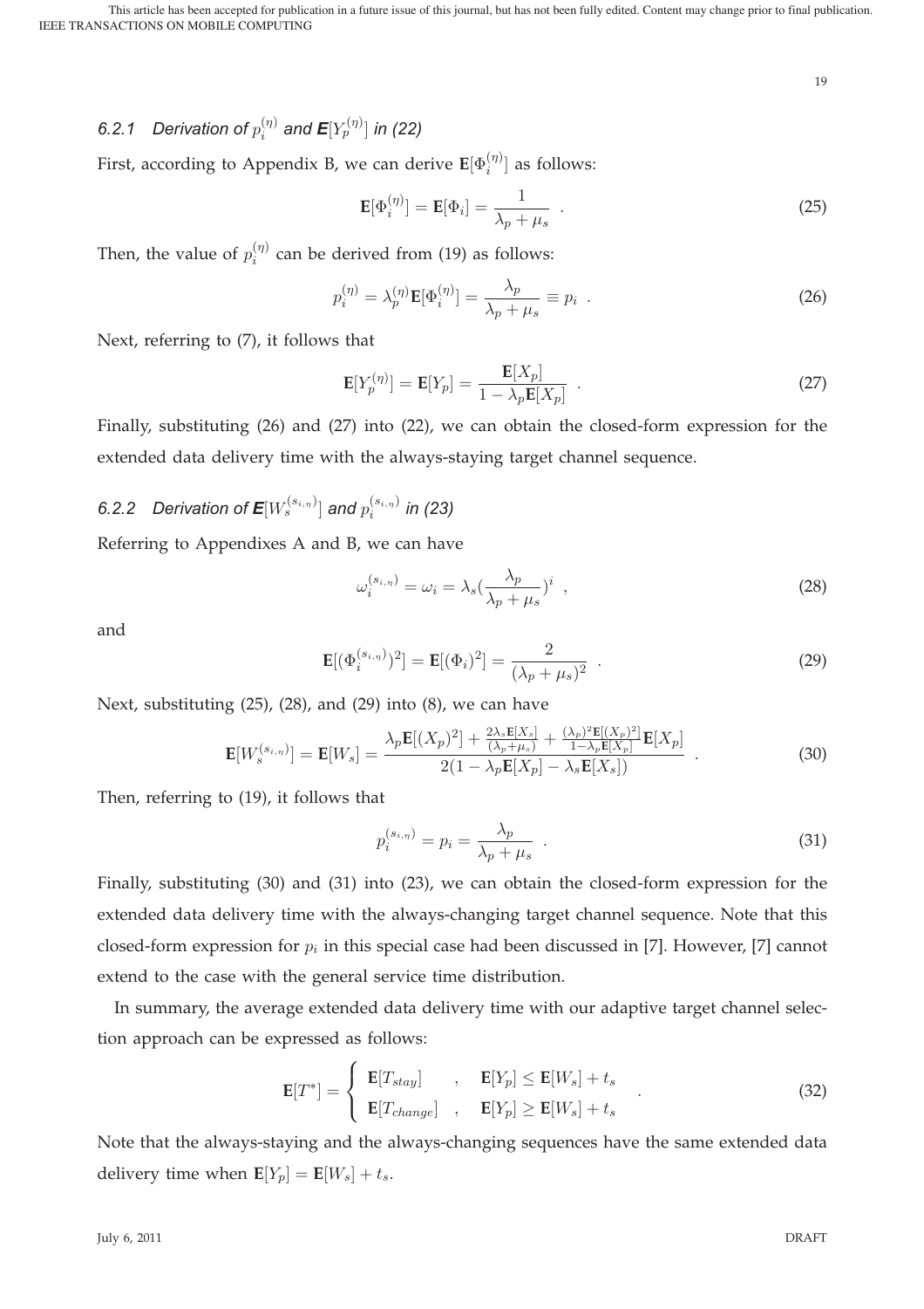#### 6.2.1 Derivation of $p_i^{(\eta)}$ and $\mathbf{E}[Y_p^{(\eta)}]$ in (22)

First, according to Appendix B, we can derive $\mathbf{E}[\Phi_i^{(\eta)}]$ as follows:

$$\mathbf{E}[\Phi_i^{(\eta)}] = \mathbf{E}[\Phi_i] = \frac{1}{\lambda_p + \mu_s} \ . \tag{25}$$

Then, the value of $p_i^{(\eta)}$ can be derived from (19) as follows:

$$p_i^{(\eta)} = \lambda_p^{(\eta)} \mathbf{E}[\Phi_i^{(\eta)}] = \frac{\lambda_p}{\lambda_p + \mu_s} \equiv p_i \ . \tag{26}$$

Next, referring to (7), it follows that

$$\mathbf{E}[Y_p^{(\eta)}] = \mathbf{E}[Y_p] = \frac{\mathbf{E}[X_p]}{1 - \lambda_p \mathbf{E}[X_p]} \ . \tag{27}$$

Finally, substituting (26) and (27) into (22), we can obtain the closed-form expression for the extended data delivery time with the always-staying target channel sequence.

#### 6.2.2 Derivation of $\mathbf{E}[W_s^{(s_{i,\eta})}]$ and $p_i^{(s_{i,\eta})}$ in (23)

Referring to Appendixes A and B, we can have

$$\omega_i^{(s_{i,\eta})} = \omega_i = \lambda_s (\frac{\lambda_p}{\lambda_p + \mu_s})^i \ , \tag{28}$$

and

$$\mathbf{E}[(\Phi_i^{(s_{i,\eta})})^2] = \mathbf{E}[(\Phi_i)^2] = \frac{2}{(\lambda_p + \mu_s)^2} \ . \tag{29}$$

Next, substituting (25), (28), and (29) into (8), we can have

$$\mathbf{E}[W_s^{(s_{i,\eta})}] = \mathbf{E}[W_s] = \frac{\lambda_p \mathbf{E}[(X_p)^2] + \frac{2\lambda_s \mathbf{E}[X_s]}{(\lambda_p + \mu_s)} + \frac{(\lambda_p)^2 \mathbf{E}[(X_p)^2]}{1 - \lambda_p \mathbf{E}[X_p]} \mathbf{E}[X_p]}{2(1 - \lambda_p \mathbf{E}[X_p] - \lambda_s \mathbf{E}[X_s])} \ . \tag{30}$$

Then, referring to (19), it follows that

$$p_i^{(s_{i,\eta})} = p_i = \frac{\lambda_p}{\lambda_p + \mu_s} \ . \tag{31}$$

Finally, substituting (30) and (31) into (23), we can obtain the closed-form expression for the extended data delivery time with the always-changing target channel sequence. Note that this closed-form expression for $p_i$ in this special case had been discussed in [7]. However, [7] cannot extend to the case with the general service time distribution.

In summary, the average extended data delivery time with our adaptive target channel selection approach can be expressed as follows:

$$\mathbf{E}[T^*] = \begin{cases} \mathbf{E}[T_{stay}] & , \quad \mathbf{E}[Y_p] \leq \mathbf{E}[W_s] + t_s \\ \mathbf{E}[T_{change}] & , \quad \mathbf{E}[Y_p] \geq \mathbf{E}[W_s] + t_s \end{cases} \ . \tag{32}$$

Note that the always-staying and the always-changing sequences have the same extended data delivery time when $\mathbf{E}[Y_p] = \mathbf{E}[W_s] + t_s$.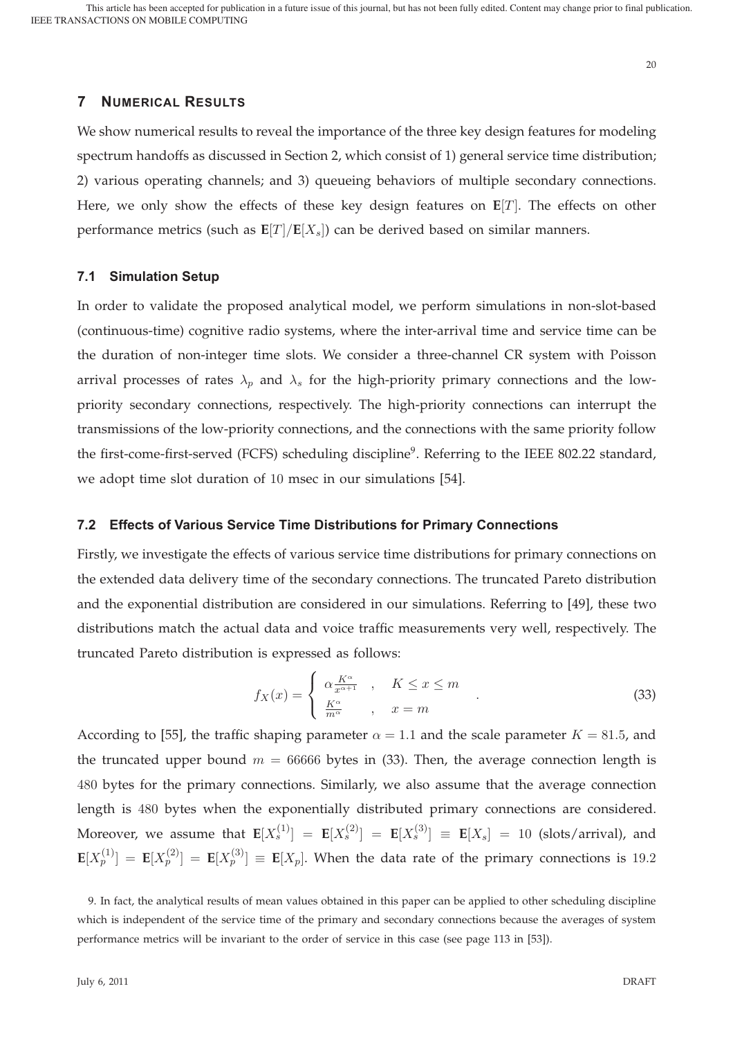## 7 Numerical Results

We show numerical results to reveal the importance of the three key design features for modeling spectrum handoffs as discussed in Section 2, which consist of 1) general service time distribution; 2) various operating channels; and 3) queueing behaviors of multiple secondary connections. Here, we only show the effects of these key design features on $\mathbf{E}[T]$. The effects on other performance metrics (such as $\mathbf{E}[T]/\mathbf{E}[X_s]$) can be derived based on similar manners.

### 7.1 Simulation Setup

In order to validate the proposed analytical model, we perform simulations in non-slot-based (continuous-time) cognitive radio systems, where the inter-arrival time and service time can be the duration of non-integer time slots. We consider a three-channel CR system with Poisson arrival processes of rates $\lambda_p$ and $\lambda_s$ for the high-priority primary connections and the low-priority secondary connections, respectively. The high-priority connections can interrupt the transmissions of the low-priority connections, and the connections with the same priority follow the first-come-first-served (FCFS) scheduling discipline[9]. Referring to the IEEE 802.22 standard, we adopt time slot duration of 10 msec in our simulations [54].

### 7.2 Effects of Various Service Time Distributions for Primary Connections

Firstly, we investigate the effects of various service time distributions for primary connections on the extended data delivery time of the secondary connections. The truncated Pareto distribution and the exponential distribution are considered in our simulations. Referring to [49], these two distributions match the actual data and voice traffic measurements very well, respectively. The truncated Pareto distribution is expressed as follows:

$$f_X(x) = \begin{cases} \alpha \frac{K^\alpha}{x^{\alpha+1}} & , \quad K \le x \le m \\ \frac{K^\alpha}{m^\alpha} & , \quad x = m \end{cases} . \tag{33}$$

According to [55], the traffic shaping parameter $\alpha = 1.1$ and the scale parameter $K = 81.5$, and the truncated upper bound $m = 66666$ bytes in (33). Then, the average connection length is $480$ bytes for the primary connections. Similarly, we also assume that the average connection length is $480$ bytes when the exponentially distributed primary connections are considered. Moreover, we assume that $\mathbf{E}[X_s^{(1)}] = \mathbf{E}[X_s^{(2)}] = \mathbf{E}[X_s^{(3)}] \equiv \mathbf{E}[X_s] = 10$ (slots/arrival), and $\mathbf{E}[X_p^{(1)}] = \mathbf{E}[X_p^{(2)}] = \mathbf{E}[X_p^{(3)}] \equiv \mathbf{E}[X_p]$. When the data rate of the primary connections is $19.2$

9. In fact, the analytical results of mean values obtained in this paper can be applied to other scheduling discipline which is independent of the service time of the primary and secondary connections because the averages of system performance metrics will be invariant to the order of service in this case (see page 113 in [53]).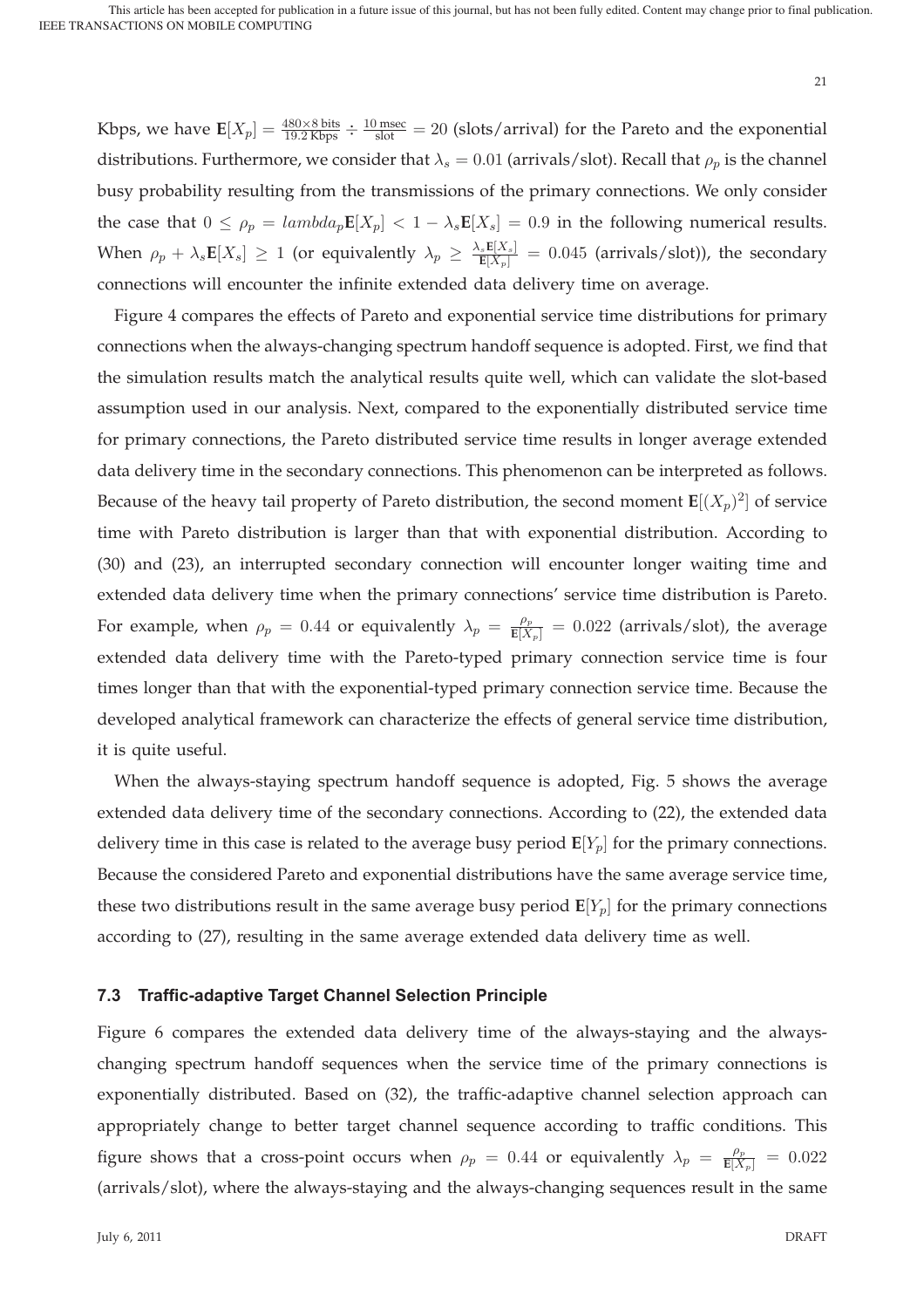Kbps, we have $\mathbf{E}[X_p] = \frac{480\times 8 \text{ bits}}{19.2 \text{ Kbps}} \div \frac{10 \text{ msec}}{\text{slot}} = 20$ (slots/arrival) for the Pareto and the exponential distributions. Furthermore, we consider that $\lambda_s = 0.01$ (arrivals/slot). Recall that $\rho_p$ is the channel busy probability resulting from the transmissions of the primary connections. We only consider the case that $0 \leq \rho_p = lambda_p\mathbf{E}[X_p] < 1 - \lambda_s\mathbf{E}[X_s] = 0.9$ in the following numerical results. When $\rho_p + \lambda_s\mathbf{E}[X_s] \geq 1$ (or equivalently $\lambda_p \geq \frac{\lambda_s\mathbf{E}[X_s]}{\mathbf{E}[X_p]} = 0.045$ (arrivals/slot)), the secondary connections will encounter the infinite extended data delivery time on average.

Figure 4 compares the effects of Pareto and exponential service time distributions for primary connections when the always-changing spectrum handoff sequence is adopted. First, we find that the simulation results match the analytical results quite well, which can validate the slot-based assumption used in our analysis. Next, compared to the exponentially distributed service time for primary connections, the Pareto distributed service time results in longer average extended data delivery time in the secondary connections. This phenomenon can be interpreted as follows. Because of the heavy tail property of Pareto distribution, the second moment $\mathbf{E}[(X_p)^2]$ of service time with Pareto distribution is larger than that with exponential distribution. According to (30) and (23), an interrupted secondary connection will encounter longer waiting time and extended data delivery time when the primary connections' service time distribution is Pareto. For example, when $\rho_p = 0.44$ or equivalently $\lambda_p = \frac{\rho_p}{\mathbf{E}[X_p]} = 0.022$ (arrivals/slot), the average extended data delivery time with the Pareto-typed primary connection service time is four times longer than that with the exponential-typed primary connection service time. Because the developed analytical framework can characterize the effects of general service time distribution, it is quite useful.

When the always-staying spectrum handoff sequence is adopted, Fig. 5 shows the average extended data delivery time of the secondary connections. According to (22), the extended data delivery time in this case is related to the average busy period $\mathbf{E}[Y_p]$ for the primary connections. Because the considered Pareto and exponential distributions have the same average service time, these two distributions result in the same average busy period $\mathbf{E}[Y_p]$ for the primary connections according to (27), resulting in the same average extended data delivery time as well.

### 7.3 Traffic-adaptive Target Channel Selection Principle

Figure 6 compares the extended data delivery time of the always-staying and the always-changing spectrum handoff sequences when the service time of the primary connections is exponentially distributed. Based on (32), the traffic-adaptive channel selection approach can appropriately change to better target channel sequence according to traffic conditions. This figure shows that a cross-point occurs when $\rho_p = 0.44$ or equivalently $\lambda_p = \frac{\rho_p}{\mathbf{E}[X_p]} = 0.022$ (arrivals/slot), where the always-staying and the always-changing sequences result in the same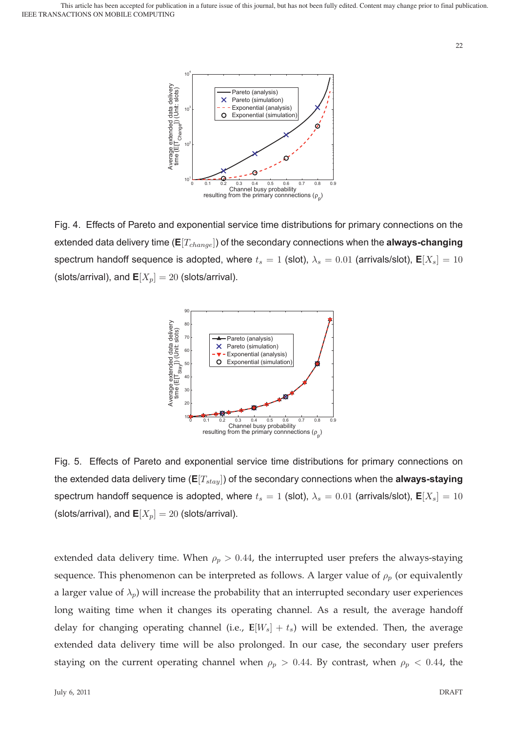Fig. 4. Effects of Pareto and exponential service time distributions for primary connections on the extended data delivery time ($\mathbf{E}[T_{change}]$) of the secondary connections when the **always-changing** spectrum handoff sequence is adopted, where $t_s = 1$ (slot), $\lambda_s = 0.01$ (arrivals/slot), $\mathbf{E}[X_s] = 10$ (slots/arrival), and $\mathbf{E}[X_p] = 20$ (slots/arrival).

Fig. 5. Effects of Pareto and exponential service time distributions for primary connections on the extended data delivery time ($\mathbf{E}[T_{stay}]$) of the secondary connections when the **always-staying** spectrum handoff sequence is adopted, where $t_s = 1$ (slot), $\lambda_s = 0.01$ (arrivals/slot), $\mathbf{E}[X_s] = 10$ (slots/arrival), and $\mathbf{E}[X_p] = 20$ (slots/arrival).

extended data delivery time. When $\rho_p > 0.44$, the interrupted user prefers the always-staying sequence. This phenomenon can be interpreted as follows. A larger value of $\rho_p$ (or equivalently a larger value of $\lambda_p$) will increase the probability that an interrupted secondary user experiences long waiting time when it changes its operating channel. As a result, the average handoff delay for changing operating channel (i.e., $\mathbf{E}[W_s] + t_s$) will be extended. Then, the average extended data delivery time will be also prolonged. In our case, the secondary user prefers staying on the current operating channel when $\rho_p > 0.44$. By contrast, when $\rho_p < 0.44$, the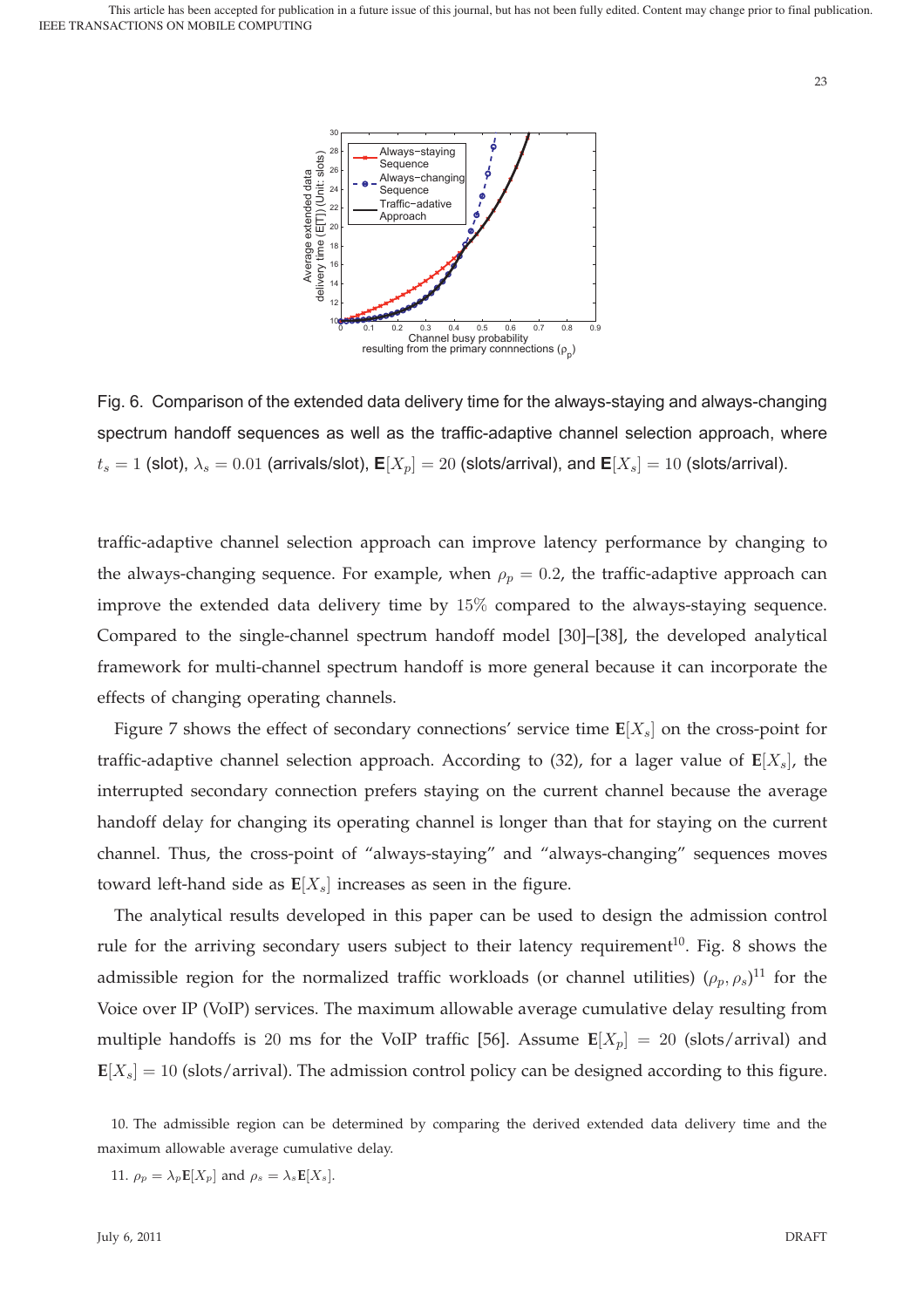Fig. 6. Comparison of the extended data delivery time for the always-staying and always-changing spectrum handoff sequences as well as the traffic-adaptive channel selection approach, where $t_s = 1$ (slot), $\lambda_s = 0.01$ (arrivals/slot), $\mathbf{E}[X_p] = 20$ (slots/arrival), and $\mathbf{E}[X_s] = 10$ (slots/arrival).

traffic-adaptive channel selection approach can improve latency performance by changing to the always-changing sequence. For example, when $\rho_p = 0.2$, the traffic-adaptive approach can improve the extended data delivery time by 15% compared to the always-staying sequence. Compared to the single-channel spectrum handoff model [30]–[38], the developed analytical framework for multi-channel spectrum handoff is more general because it can incorporate the effects of changing operating channels.

Figure 7 shows the effect of secondary connections' service time $\mathbf{E}[X_s]$ on the cross-point for traffic-adaptive channel selection approach. According to (32), for a lager value of $\mathbf{E}[X_s]$, the interrupted secondary connection prefers staying on the current channel because the average handoff delay for changing its operating channel is longer than that for staying on the current channel. Thus, the cross-point of "always-staying" and "always-changing" sequences moves toward left-hand side as $\mathbf{E}[X_s]$ increases as seen in the figure.

The analytical results developed in this paper can be used to design the admission control rule for the arriving secondary users subject to their latency requirement[10]. Fig. 8 shows the admissible region for the normalized traffic workloads (or channel utilities) $(\rho_p, \rho_s)$[11] for the Voice over IP (VoIP) services. The maximum allowable average cumulative delay resulting from multiple handoffs is 20 ms for the VoIP traffic [56]. Assume $\mathbf{E}[X_p] = 20$ (slots/arrival) and $\mathbf{E}[X_s] = 10$ (slots/arrival). The admission control policy can be designed according to this figure.

10. The admissible region can be determined by comparing the derived extended data delivery time and the maximum allowable average cumulative delay.

11. $\rho_p = \lambda_p \mathbf{E}[X_p]$ and $\rho_s = \lambda_s \mathbf{E}[X_s]$.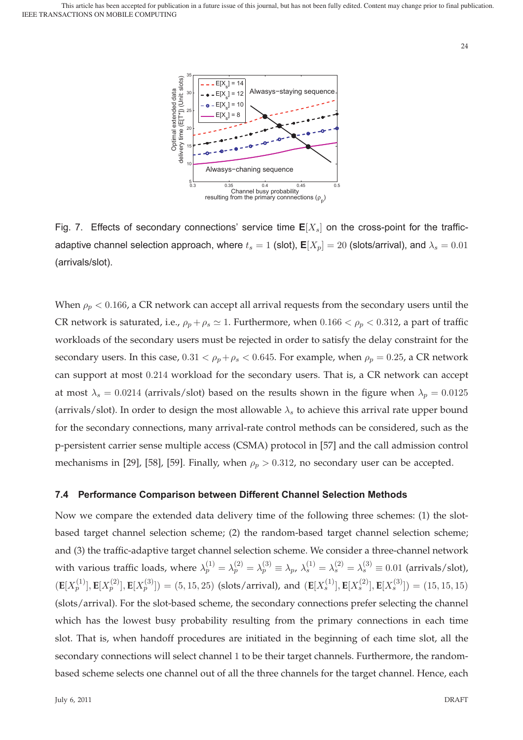Fig. 7. Effects of secondary connections' service time $\mathbf{E}[X_s]$ on the cross-point for the traffic-adaptive channel selection approach, where $t_s = 1$ (slot), $\mathbf{E}[X_p] = 20$ (slots/arrival), and $\lambda_s = 0.01$ (arrivals/slot).

When $\rho_p < 0.166$, a CR network can accept all arrival requests from the secondary users until the CR network is saturated, i.e., $\rho_p + \rho_s \simeq 1$. Furthermore, when $0.166 < \rho_p < 0.312$, a part of traffic workloads of the secondary users must be rejected in order to satisfy the delay constraint for the secondary users. In this case, $0.31 < \rho_p + \rho_s < 0.645$. For example, when $\rho_p = 0.25$, a CR network can support at most $0.214$ workload for the secondary users. That is, a CR network can accept at most $\lambda_s = 0.0214$ (arrivals/slot) based on the results shown in the figure when $\lambda_p = 0.0125$ (arrivals/slot). In order to design the most allowable $\lambda_s$ to achieve this arrival rate upper bound for the secondary connections, many arrival-rate control methods can be considered, such as the p-persistent carrier sense multiple access (CSMA) protocol in [57] and the call admission control mechanisms in [29], [58], [59]. Finally, when $\rho_p > 0.312$, no secondary user can be accepted.

### 7.4 Performance Comparison between Different Channel Selection Methods

Now we compare the extended data delivery time of the following three schemes: (1) the slot-based target channel selection scheme; (2) the random-based target channel selection scheme; and (3) the traffic-adaptive target channel selection scheme. We consider a three-channel network with various traffic loads, where $\lambda_p^{(1)} = \lambda_p^{(2)} = \lambda_p^{(3)} \equiv \lambda_p$, $\lambda_s^{(1)} = \lambda_s^{(2)} = \lambda_s^{(3)} \equiv 0.01$ (arrivals/slot), $(\mathbf{E}[X_p^{(1)}], \mathbf{E}[X_p^{(2)}], \mathbf{E}[X_p^{(3)}]) = (5, 15, 25)$ (slots/arrival), and $(\mathbf{E}[X_s^{(1)}], \mathbf{E}[X_s^{(2)}], \mathbf{E}[X_s^{(3)}]) = (15, 15, 15)$ (slots/arrival). For the slot-based scheme, the secondary connections prefer selecting the channel which has the lowest busy probability resulting from the primary connections in each time slot. That is, when handoff procedures are initiated in the beginning of each time slot, all the secondary connections will select channel 1 to be their target channels. Furthermore, the random-based scheme selects one channel out of all the three channels for the target channel. Hence, each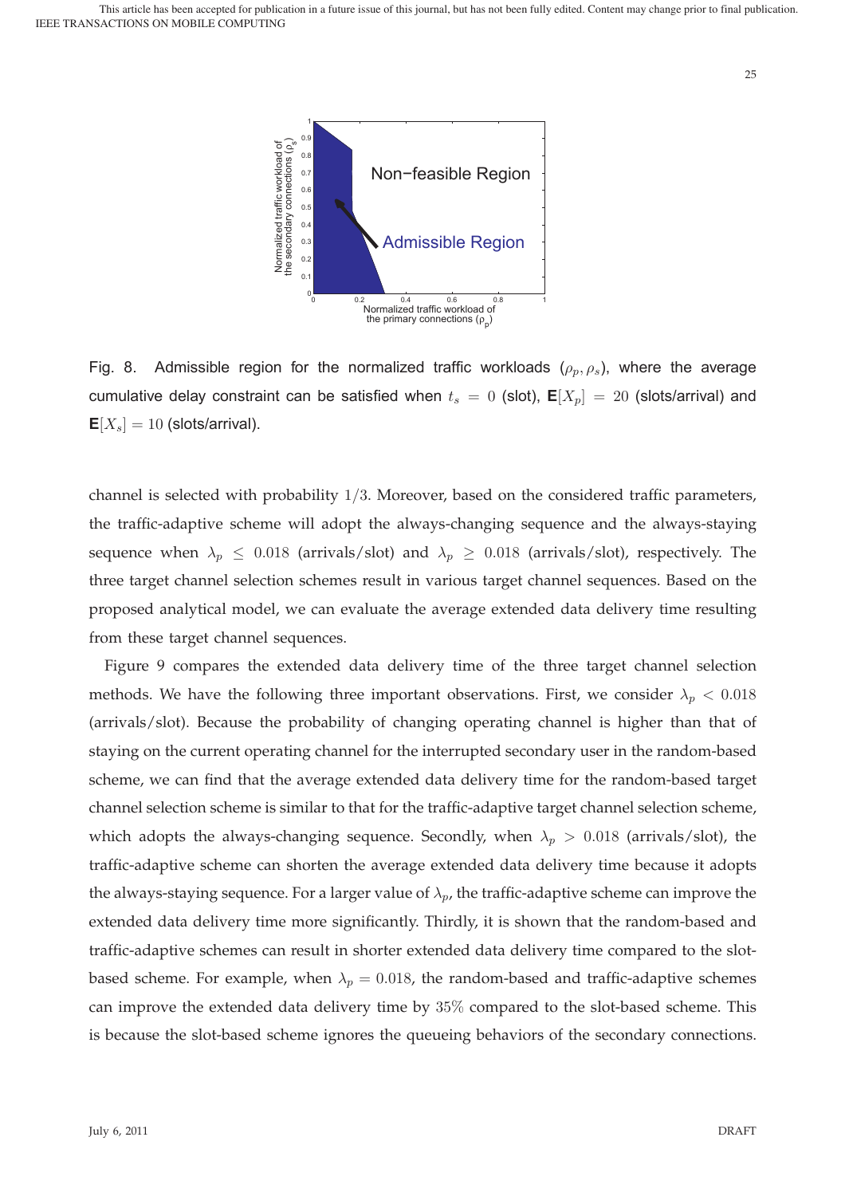Fig. 8. Admissible region for the normalized traffic workloads $(\rho_p, \rho_s)$, where the average cumulative delay constraint can be satisfied when $t_s = 0$ (slot), $\mathbf{E}[X_p] = 20$ (slots/arrival) and $\mathbf{E}[X_s] = 10$ (slots/arrival).

channel is selected with probability $1/3$. Moreover, based on the considered traffic parameters, the traffic-adaptive scheme will adopt the always-changing sequence and the always-staying sequence when $\lambda_p \leq 0.018$ (arrivals/slot) and $\lambda_p \geq 0.018$ (arrivals/slot), respectively. The three target channel selection schemes result in various target channel sequences. Based on the proposed analytical model, we can evaluate the average extended data delivery time resulting from these target channel sequences.

Figure 9 compares the extended data delivery time of the three target channel selection methods. We have the following three important observations. First, we consider $\lambda_p < 0.018$ (arrivals/slot). Because the probability of changing operating channel is higher than that of staying on the current operating channel for the interrupted secondary user in the random-based scheme, we can find that the average extended data delivery time for the random-based target channel selection scheme is similar to that for the traffic-adaptive target channel selection scheme, which adopts the always-changing sequence. Secondly, when $\lambda_p > 0.018$ (arrivals/slot), the traffic-adaptive scheme can shorten the average extended data delivery time because it adopts the always-staying sequence. For a larger value of $\lambda_p$, the traffic-adaptive scheme can improve the extended data delivery time more significantly. Thirdly, it is shown that the random-based and traffic-adaptive schemes can result in shorter extended data delivery time compared to the slot-based scheme. For example, when $\lambda_p = 0.018$, the random-based and traffic-adaptive schemes can improve the extended data delivery time by $35\%$ compared to the slot-based scheme. This is because the slot-based scheme ignores the queueing behaviors of the secondary connections.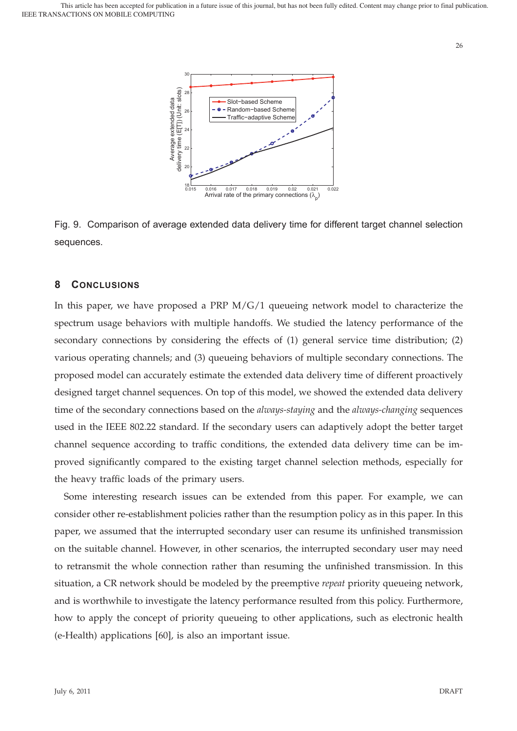Fig. 9. Comparison of average extended data delivery time for different target channel selection sequences.

## 8 Conclusions

In this paper, we have proposed a PRP M/G/1 queueing network model to characterize the spectrum usage behaviors with multiple handoffs. We studied the latency performance of the secondary connections by considering the effects of (1) general service time distribution; (2) various operating channels; and (3) queueing behaviors of multiple secondary connections. The proposed model can accurately estimate the extended data delivery time of different proactively designed target channel sequences. On top of this model, we showed the extended data delivery time of the secondary connections based on the *always-staying* and the *always-changing* sequences used in the IEEE 802.22 standard. If the secondary users can adaptively adopt the better target channel sequence according to traffic conditions, the extended data delivery time can be improved significantly compared to the existing target channel selection methods, especially for the heavy traffic loads of the primary users.

Some interesting research issues can be extended from this paper. For example, we can consider other re-establishment policies rather than the resumption policy as in this paper. In this paper, we assumed that the interrupted secondary user can resume its unfinished transmission on the suitable channel. However, in other scenarios, the interrupted secondary user may need to retransmit the whole connection rather than resuming the unfinished transmission. In this situation, a CR network should be modeled by the preemptive *repeat* priority queueing network, and is worthwhile to investigate the latency performance resulted from this policy. Furthermore, how to apply the concept of priority queueing to other applications, such as electronic health (e-Health) applications [60], is also an important issue.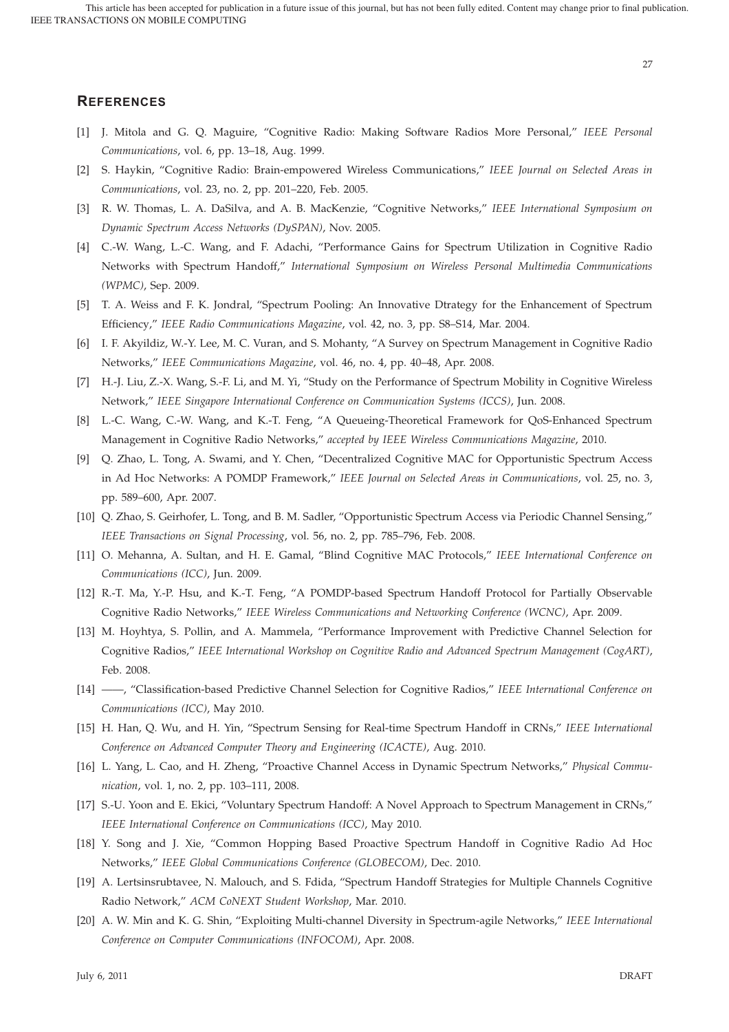## REFERENCES

[1] J. Mitola and G. Q. Maguire, "Cognitive Radio: Making Software Radios More Personal," *IEEE Personal Communications*, vol. 6, pp. 13–18, Aug. 1999.

[2] S. Haykin, "Cognitive Radio: Brain-empowered Wireless Communications," *IEEE Journal on Selected Areas in Communications*, vol. 23, no. 2, pp. 201–220, Feb. 2005.

[3] R. W. Thomas, L. A. DaSilva, and A. B. MacKenzie, "Cognitive Networks," *IEEE International Symposium on Dynamic Spectrum Access Networks (DySPAN)*, Nov. 2005.

[4] C.-W. Wang, L.-C. Wang, and F. Adachi, "Performance Gains for Spectrum Utilization in Cognitive Radio Networks with Spectrum Handoff," *International Symposium on Wireless Personal Multimedia Communications (WPMC)*, Sep. 2009.

[5] T. A. Weiss and F. K. Jondral, "Spectrum Pooling: An Innovative Dtrategy for the Enhancement of Spectrum Efficiency," *IEEE Radio Communications Magazine*, vol. 42, no. 3, pp. S8–S14, Mar. 2004.

[6] I. F. Akyildiz, W.-Y. Lee, M. C. Vuran, and S. Mohanty, "A Survey on Spectrum Management in Cognitive Radio Networks," *IEEE Communications Magazine*, vol. 46, no. 4, pp. 40–48, Apr. 2008.

[7] H.-J. Liu, Z.-X. Wang, S.-F. Li, and M. Yi, "Study on the Performance of Spectrum Mobility in Cognitive Wireless Network," *IEEE Singapore International Conference on Communication Systems (ICCS)*, Jun. 2008.

[8] L.-C. Wang, C.-W. Wang, and K.-T. Feng, "A Queueing-Theoretical Framework for QoS-Enhanced Spectrum Management in Cognitive Radio Networks," *accepted by IEEE Wireless Communications Magazine*, 2010.

[9] Q. Zhao, L. Tong, A. Swami, and Y. Chen, "Decentralized Cognitive MAC for Opportunistic Spectrum Access in Ad Hoc Networks: A POMDP Framework," *IEEE Journal on Selected Areas in Communications*, vol. 25, no. 3, pp. 589–600, Apr. 2007.

[10] Q. Zhao, S. Geirhofer, L. Tong, and B. M. Sadler, "Opportunistic Spectrum Access via Periodic Channel Sensing," *IEEE Transactions on Signal Processing*, vol. 56, no. 2, pp. 785–796, Feb. 2008.

[11] O. Mehanna, A. Sultan, and H. E. Gamal, "Blind Cognitive MAC Protocols," *IEEE International Conference on Communications (ICC)*, Jun. 2009.

[12] R.-T. Ma, Y.-P. Hsu, and K.-T. Feng, "A POMDP-based Spectrum Handoff Protocol for Partially Observable Cognitive Radio Networks," *IEEE Wireless Communications and Networking Conference (WCNC)*, Apr. 2009.

[13] M. Hoyhtya, S. Pollin, and A. Mammela, "Performance Improvement with Predictive Channel Selection for Cognitive Radios," *IEEE International Workshop on Cognitive Radio and Advanced Spectrum Management (CogART)*, Feb. 2008.

[14] ——, "Classification-based Predictive Channel Selection for Cognitive Radios," *IEEE International Conference on Communications (ICC)*, May 2010.

[15] H. Han, Q. Wu, and H. Yin, "Spectrum Sensing for Real-time Spectrum Handoff in CRNs," *IEEE International Conference on Advanced Computer Theory and Engineering (ICACTE)*, Aug. 2010.

[16] L. Yang, L. Cao, and H. Zheng, "Proactive Channel Access in Dynamic Spectrum Networks," *Physical Communication*, vol. 1, no. 2, pp. 103–111, 2008.

[17] S.-U. Yoon and E. Ekici, "Voluntary Spectrum Handoff: A Novel Approach to Spectrum Management in CRNs," *IEEE International Conference on Communications (ICC)*, May 2010.

[18] Y. Song and J. Xie, "Common Hopping Based Proactive Spectrum Handoff in Cognitive Radio Ad Hoc Networks," *IEEE Global Communications Conference (GLOBECOM)*, Dec. 2010.

[19] A. Lertsinsrubtavee, N. Malouch, and S. Fdida, "Spectrum Handoff Strategies for Multiple Channels Cognitive Radio Network," *ACM CoNEXT Student Workshop*, Mar. 2010.

[20] A. W. Min and K. G. Shin, "Exploiting Multi-channel Diversity in Spectrum-agile Networks," *IEEE International Conference on Computer Communications (INFOCOM)*, Apr. 2008.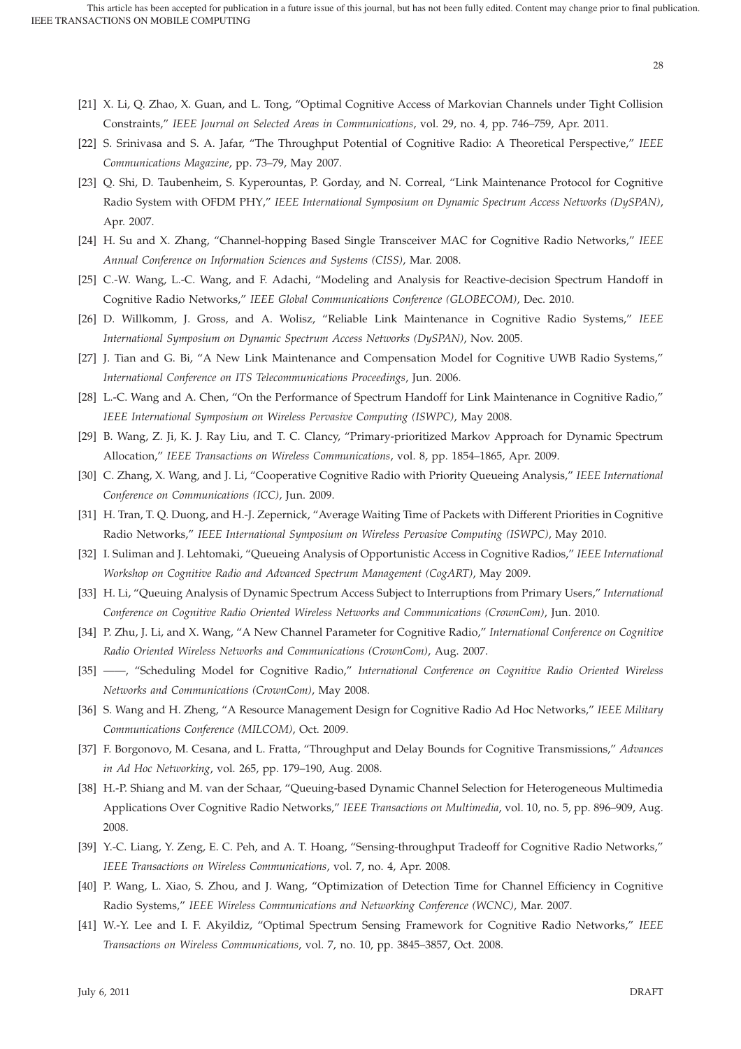[21] X. Li, Q. Zhao, X. Guan, and L. Tong, "Optimal Cognitive Access of Markovian Channels under Tight Collision Constraints," *IEEE Journal on Selected Areas in Communications*, vol. 29, no. 4, pp. 746–759, Apr. 2011.

[22] S. Srinivasa and S. A. Jafar, "The Throughput Potential of Cognitive Radio: A Theoretical Perspective," *IEEE Communications Magazine*, pp. 73–79, May 2007.

[23] Q. Shi, D. Taubenheim, S. Kyperountas, P. Gorday, and N. Correal, "Link Maintenance Protocol for Cognitive Radio System with OFDM PHY," *IEEE International Symposium on Dynamic Spectrum Access Networks (DySPAN)*, Apr. 2007.

[24] H. Su and X. Zhang, "Channel-hopping Based Single Transceiver MAC for Cognitive Radio Networks," *IEEE Annual Conference on Information Sciences and Systems (CISS)*, Mar. 2008.

[25] C.-W. Wang, L.-C. Wang, and F. Adachi, "Modeling and Analysis for Reactive-decision Spectrum Handoff in Cognitive Radio Networks," *IEEE Global Communications Conference (GLOBECOM)*, Dec. 2010.

[26] D. Willkomm, J. Gross, and A. Wolisz, "Reliable Link Maintenance in Cognitive Radio Systems," *IEEE International Symposium on Dynamic Spectrum Access Networks (DySPAN)*, Nov. 2005.

[27] J. Tian and G. Bi, "A New Link Maintenance and Compensation Model for Cognitive UWB Radio Systems," *International Conference on ITS Telecommunications Proceedings*, Jun. 2006.

[28] L.-C. Wang and A. Chen, "On the Performance of Spectrum Handoff for Link Maintenance in Cognitive Radio," *IEEE International Symposium on Wireless Pervasive Computing (ISWPC)*, May 2008.

[29] B. Wang, Z. Ji, K. J. Ray Liu, and T. C. Clancy, "Primary-prioritized Markov Approach for Dynamic Spectrum Allocation," *IEEE Transactions on Wireless Communications*, vol. 8, pp. 1854–1865, Apr. 2009.

[30] C. Zhang, X. Wang, and J. Li, "Cooperative Cognitive Radio with Priority Queueing Analysis," *IEEE International Conference on Communications (ICC)*, Jun. 2009.

[31] H. Tran, T. Q. Duong, and H.-J. Zepernick, "Average Waiting Time of Packets with Different Priorities in Cognitive Radio Networks," *IEEE International Symposium on Wireless Pervasive Computing (ISWPC)*, May 2010.

[32] I. Suliman and J. Lehtomaki, "Queueing Analysis of Opportunistic Access in Cognitive Radios," *IEEE International Workshop on Cognitive Radio and Advanced Spectrum Management (CogART)*, May 2009.

[33] H. Li, "Queuing Analysis of Dynamic Spectrum Access Subject to Interruptions from Primary Users," *International Conference on Cognitive Radio Oriented Wireless Networks and Communications (CrownCom)*, Jun. 2010.

[34] P. Zhu, J. Li, and X. Wang, "A New Channel Parameter for Cognitive Radio," *International Conference on Cognitive Radio Oriented Wireless Networks and Communications (CrownCom)*, Aug. 2007.

[35] ——, "Scheduling Model for Cognitive Radio," *International Conference on Cognitive Radio Oriented Wireless Networks and Communications (CrownCom)*, May 2008.

[36] S. Wang and H. Zheng, "A Resource Management Design for Cognitive Radio Ad Hoc Networks," *IEEE Military Communications Conference (MILCOM)*, Oct. 2009.

[37] F. Borgonovo, M. Cesana, and L. Fratta, "Throughput and Delay Bounds for Cognitive Transmissions," *Advances in Ad Hoc Networking*, vol. 265, pp. 179–190, Aug. 2008.

[38] H.-P. Shiang and M. van der Schaar, "Queuing-based Dynamic Channel Selection for Heterogeneous Multimedia Applications Over Cognitive Radio Networks," *IEEE Transactions on Multimedia*, vol. 10, no. 5, pp. 896–909, Aug. 2008.

[39] Y.-C. Liang, Y. Zeng, E. C. Peh, and A. T. Hoang, "Sensing-throughput Tradeoff for Cognitive Radio Networks," *IEEE Transactions on Wireless Communications*, vol. 7, no. 4, Apr. 2008.

[40] P. Wang, L. Xiao, S. Zhou, and J. Wang, "Optimization of Detection Time for Channel Efficiency in Cognitive Radio Systems," *IEEE Wireless Communications and Networking Conference (WCNC)*, Mar. 2007.

[41] W.-Y. Lee and I. F. Akyildiz, "Optimal Spectrum Sensing Framework for Cognitive Radio Networks," *IEEE Transactions on Wireless Communications*, vol. 7, no. 10, pp. 3845–3857, Oct. 2008.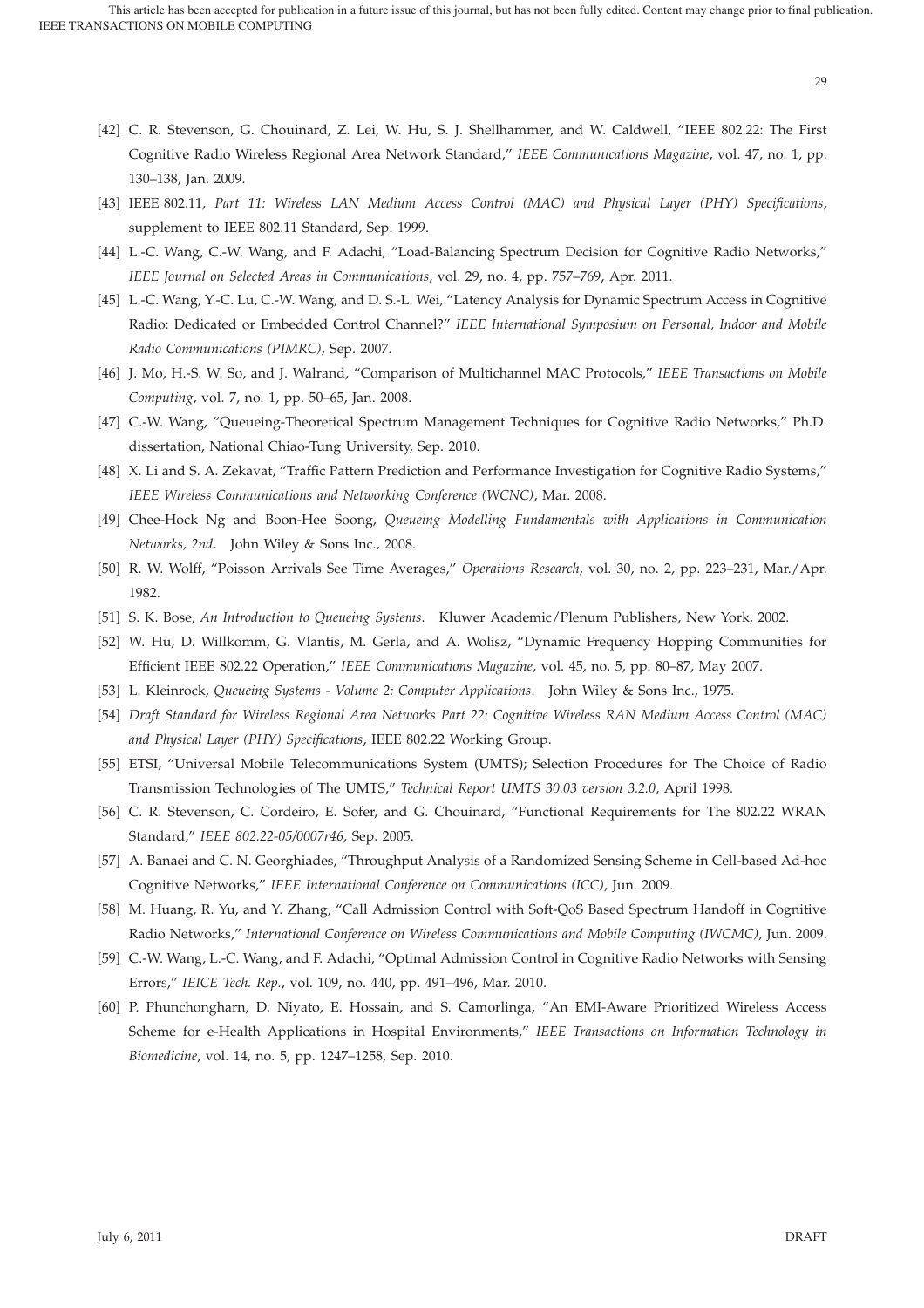[42] C. R. Stevenson, G. Chouinard, Z. Lei, W. Hu, S. J. Shellhammer, and W. Caldwell, "IEEE 802.22: The First Cognitive Radio Wireless Regional Area Network Standard," *IEEE Communications Magazine*, vol. 47, no. 1, pp. 130–138, Jan. 2009.

[43] IEEE 802.11, *Part 11: Wireless LAN Medium Access Control (MAC) and Physical Layer (PHY) Specifications*, supplement to IEEE 802.11 Standard, Sep. 1999.

[44] L.-C. Wang, C.-W. Wang, and F. Adachi, "Load-Balancing Spectrum Decision for Cognitive Radio Networks," *IEEE Journal on Selected Areas in Communications*, vol. 29, no. 4, pp. 757–769, Apr. 2011.

[45] L.-C. Wang, Y.-C. Lu, C.-W. Wang, and D. S.-L. Wei, "Latency Analysis for Dynamic Spectrum Access in Cognitive Radio: Dedicated or Embedded Control Channel?" *IEEE International Symposium on Personal, Indoor and Mobile Radio Communications (PIMRC)*, Sep. 2007.

[46] J. Mo, H.-S. W. So, and J. Walrand, "Comparison of Multichannel MAC Protocols," *IEEE Transactions on Mobile Computing*, vol. 7, no. 1, pp. 50–65, Jan. 2008.

[47] C.-W. Wang, "Queueing-Theoretical Spectrum Management Techniques for Cognitive Radio Networks," Ph.D. dissertation, National Chiao-Tung University, Sep. 2010.

[48] X. Li and S. A. Zekavat, "Traffic Pattern Prediction and Performance Investigation for Cognitive Radio Systems," *IEEE Wireless Communications and Networking Conference (WCNC)*, Mar. 2008.

[49] Chee-Hock Ng and Boon-Hee Soong, *Queueing Modelling Fundamentals with Applications in Communication Networks, 2nd*. John Wiley & Sons Inc., 2008.

[50] R. W. Wolff, "Poisson Arrivals See Time Averages," *Operations Research*, vol. 30, no. 2, pp. 223–231, Mar./Apr. 1982.

[51] S. K. Bose, *An Introduction to Queueing Systems*. Kluwer Academic/Plenum Publishers, New York, 2002.

[52] W. Hu, D. Willkomm, G. Vlantis, M. Gerla, and A. Wolisz, "Dynamic Frequency Hopping Communities for Efficient IEEE 802.22 Operation," *IEEE Communications Magazine*, vol. 45, no. 5, pp. 80–87, May 2007.

[53] L. Kleinrock, *Queueing Systems - Volume 2: Computer Applications*. John Wiley & Sons Inc., 1975.

[54] *Draft Standard for Wireless Regional Area Networks Part 22: Cognitive Wireless RAN Medium Access Control (MAC) and Physical Layer (PHY) Specifications*, IEEE 802.22 Working Group.

[55] ETSI, "Universal Mobile Telecommunications System (UMTS); Selection Procedures for The Choice of Radio Transmission Technologies of The UMTS," *Technical Report UMTS 30.03 version 3.2.0*, April 1998.

[56] C. R. Stevenson, C. Cordeiro, E. Sofer, and G. Chouinard, "Functional Requirements for The 802.22 WRAN Standard," *IEEE 802.22-05/0007r46*, Sep. 2005.

[57] A. Banaei and C. N. Georghiades, "Throughput Analysis of a Randomized Sensing Scheme in Cell-based Ad-hoc Cognitive Networks," *IEEE International Conference on Communications (ICC)*, Jun. 2009.

[58] M. Huang, R. Yu, and Y. Zhang, "Call Admission Control with Soft-QoS Based Spectrum Handoff in Cognitive Radio Networks," *International Conference on Wireless Communications and Mobile Computing (IWCMC)*, Jun. 2009.

[59] C.-W. Wang, L.-C. Wang, and F. Adachi, "Optimal Admission Control in Cognitive Radio Networks with Sensing Errors," *IEICE Tech. Rep.*, vol. 109, no. 440, pp. 491–496, Mar. 2010.

[60] P. Phunchongharn, D. Niyato, E. Hossain, and S. Camorlinga, "An EMI-Aware Prioritized Wireless Access Scheme for e-Health Applications in Hospital Environments," *IEEE Transactions on Information Technology in Biomedicine*, vol. 14, no. 5, pp. 1247–1258, Sep. 2010.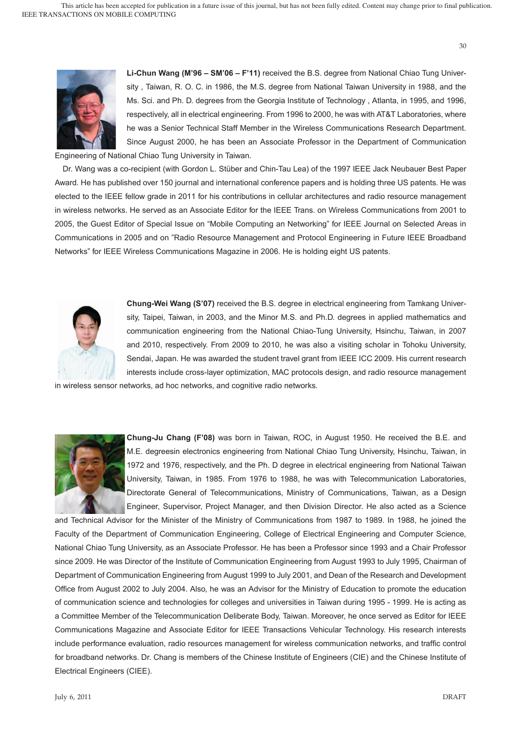**Li-Chun Wang (M'96 – SM'06 – F'11)** received the B.S. degree from National Chiao Tung University , Taiwan, R. O. C. in 1986, the M.S. degree from National Taiwan University in 1988, and the Ms. Sci. and Ph. D. degrees from the Georgia Institute of Technology , Atlanta, in 1995, and 1996, respectively, all in electrical engineering. From 1996 to 2000, he was with AT&T Laboratories, where he was a Senior Technical Staff Member in the Wireless Communications Research Department. Since August 2000, he has been an Associate Professor in the Department of Communication Engineering of National Chiao Tung University in Taiwan.

Dr. Wang was a co-recipient (with Gordon L. Stüber and Chin-Tau Lea) of the 1997 IEEE Jack Neubauer Best Paper Award. He has published over 150 journal and international conference papers and is holding three US patents. He was elected to the IEEE fellow grade in 2011 for his contributions in cellular architectures and radio resource management in wireless networks. He served as an Associate Editor for the IEEE Trans. on Wireless Communications from 2001 to 2005, the Guest Editor of Special Issue on "Mobile Computing an Networking" for IEEE Journal on Selected Areas in Communications in 2005 and on "Radio Resource Management and Protocol Engineering in Future IEEE Broadband Networks" for IEEE Wireless Communications Magazine in 2006. He is holding eight US patents.

**Chung-Wei Wang (S'07)** received the B.S. degree in electrical engineering from Tamkang University, Taipei, Taiwan, in 2003, and the Minor M.S. and Ph.D. degrees in applied mathematics and communication engineering from the National Chiao-Tung University, Hsinchu, Taiwan, in 2007 and 2010, respectively. From 2009 to 2010, he was also a visiting scholar in Tohoku University, Sendai, Japan. He was awarded the student travel grant from IEEE ICC 2009. His current research interests include cross-layer optimization, MAC protocols design, and radio resource management in wireless sensor networks, ad hoc networks, and cognitive radio networks.

**Chung-Ju Chang (F'08)** was born in Taiwan, ROC, in August 1950. He received the B.E. and M.E. degreesin electronics engineering from National Chiao Tung University, Hsinchu, Taiwan, in 1972 and 1976, respectively, and the Ph. D degree in electrical engineering from National Taiwan University, Taiwan, in 1985. From 1976 to 1988, he was with Telecommunication Laboratories, Directorate General of Telecommunications, Ministry of Communications, Taiwan, as a Design Engineer, Supervisor, Project Manager, and then Division Director. He also acted as a Science and Technical Advisor for the Minister of the Ministry of Communications from 1987 to 1989. In 1988, he joined the Faculty of the Department of Communication Engineering, College of Electrical Engineering and Computer Science, National Chiao Tung University, as an Associate Professor. He has been a Professor since 1993 and a Chair Professor since 2009. He was Director of the Institute of Communication Engineering from August 1993 to July 1995, Chairman of Department of Communication Engineering from August 1999 to July 2001, and Dean of the Research and Development Office from August 2002 to July 2004. Also, he was an Advisor for the Ministry of Education to promote the education of communication science and technologies for colleges and universities in Taiwan during 1995 - 1999. He is acting as a Committee Member of the Telecommunication Deliberate Body, Taiwan. Moreover, he once served as Editor for IEEE Communications Magazine and Associate Editor for IEEE Transactions Vehicular Technology. His research interests include performance evaluation, radio resources management for wireless communication networks, and traffic control for broadband networks. Dr. Chang is members of the Chinese Institute of Engineers (CIE) and the Chinese Institute of Electrical Engineers (CIEE).